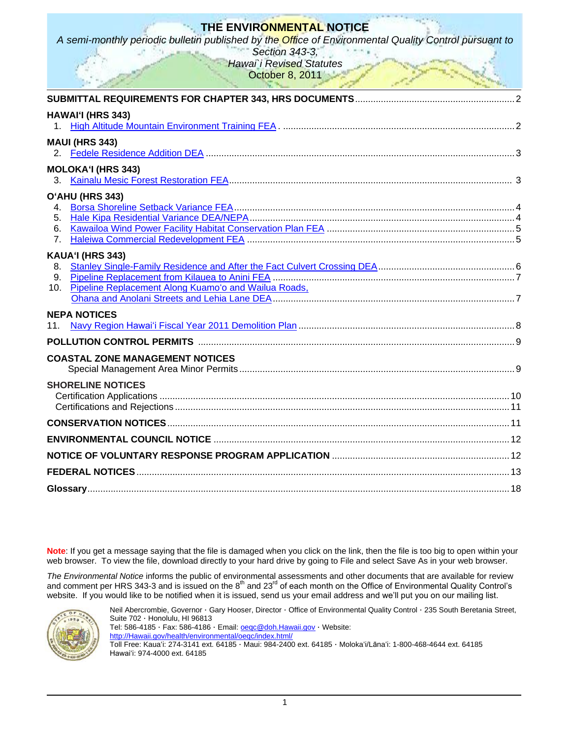# THE ENVIRONMENTAL NOTICE

*A semi-monthly periodic bulletin published by the Office of Environmental Quality Control pursuant to Section 343-3, Hawai`i Revised Statutes*

October 8, 2011

**SUBMITTAL REQUIREMENTS FOR CHAPTER 343, HRS DOCUMENTS** .......... 2

**HAWAIʻI (HRS 343)**

1. High Altitude Mountain Environment Training FEA .......... 2

**MAUI (HRS 343)**

2. Fedele Residence Addition DEA .......... 3

**MOLOKAʻI (HRS 343)**

3. Kainalu Mesic Forest Restoration FEA .......... 3

**OʻAHU (HRS 343)**

4. Borsa Shoreline Setback Variance FEA .......... 4
5. Hale Kipa Residential Variance DEA/NEPA .......... 4
6. Kawailoa Wind Power Facility Habitat Conservation Plan FEA .......... 5
7. Haleiwa Commercial Redevelopment FEA .......... 5

**KAUAʻI (HRS 343)**

8. Stanley Single-Family Residence and After the Fact Culvert Crossing DEA .......... 6
9. Pipeline Replacement from Kilauea to Anini FEA .......... 7
10. Pipeline Replacement Along Kuamoʻo and Wailua Roads, Ohana and Anolani Streets and Lehia Lane DEA .......... 7

**NEPA NOTICES**

11. Navy Region Hawaiʻi Fiscal Year 2011 Demolition Plan .......... 8

**POLLUTION CONTROL PERMITS** .......... 9

**COASTAL ZONE MANAGEMENT NOTICES**

Special Management Area Minor Permits .......... 9

**SHORELINE NOTICES**

Certification Applications .......... 10
Certifications and Rejections .......... 11

**CONSERVATION NOTICES** .......... 11

**ENVIRONMENTAL COUNCIL NOTICE** .......... 12

**NOTICE OF VOLUNTARY RESPONSE PROGRAM APPLICATION** .......... 12

**FEDERAL NOTICES** .......... 13

**Glossary** .......... 18

**Note**: If you get a message saying that the file is damaged when you click on the link, then the file is too big to open within your web browser. To view the file, download directly to your hard drive by going to File and select Save As in your web browser.

*The Environmental Notice* informs the public of environmental assessments and other documents that are available for review and comment per HRS 343-3 and is issued on the 8th and 23rd of each month on the Office of Environmental Quality Control's website. If you would like to be notified when it is issued, send us your email address and we'll put you on our mailing list.

Neil Abercrombie, Governor · Gary Hooser, Director · Office of Environmental Quality Control · 235 South Beretania Street, Suite 702 · Honolulu, HI 96813
Tel: 586-4185 · Fax: 586-4186 · Email: oeqc@doh.Hawaii.gov · Website: http://Hawaii.gov/health/environmental/oeqc/index.html/
Toll Free: Kauaʻi: 274-3141 ext. 64185 · Maui: 984-2400 ext. 64185 · Molokaʻi/Lānaʻi: 1-800-468-4644 ext. 64185
Hawaiʻi: 974-4000 ext. 64185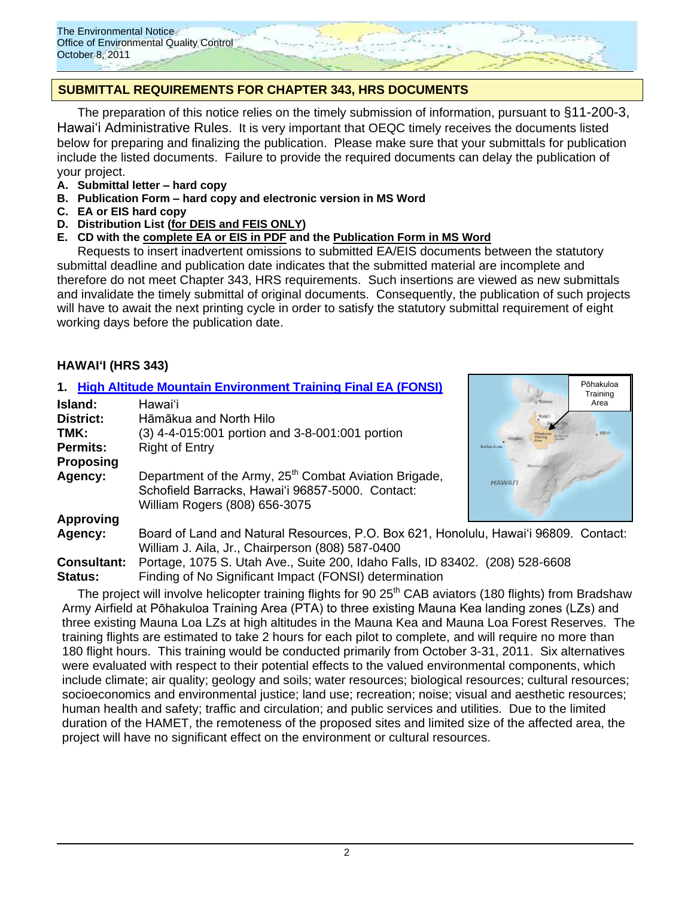## SUBMITTAL REQUIREMENTS FOR CHAPTER 343, HRS DOCUMENTS

The preparation of this notice relies on the timely submission of information, pursuant to §11-200-3, Hawaiʻi Administrative Rules. It is very important that OEQC timely receives the documents listed below for preparing and finalizing the publication. Please make sure that your submittals for publication include the listed documents. Failure to provide the required documents can delay the publication of your project.

- **A. Submittal letter – hard copy**
- **B. Publication Form – hard copy and electronic version in MS Word**
- **C. EA or EIS hard copy**
- **D. Distribution List (for DEIS and FEIS ONLY)**
- **E. CD with the complete EA or EIS in PDF and the Publication Form in MS Word**

Requests to insert inadvertent omissions to submitted EA/EIS documents between the statutory submittal deadline and publication date indicates that the submitted material are incomplete and therefore do not meet Chapter 343, HRS requirements. Such insertions are viewed as new submittals and invalidate the timely submittal of original documents. Consequently, the publication of such projects will have to await the next printing cycle in order to satisfy the statutory submittal requirement of eight working days before the publication date.

## HAWAIʻI (HRS 343)

### 1. High Altitude Mountain Environment Training Final EA (FONSI)

**Island:** Hawaiʻi
**District:** Hāmākua and North Hilo
**TMK:** (3) 4-4-015:001 portion and 3-8-001:001 portion
**Permits:** Right of Entry
**Proposing Agency:** Department of the Army, 25th Combat Aviation Brigade, Schofield Barracks, Hawaiʻi 96857-5000. Contact: William Rogers (808) 656-3075
**Approving Agency:** Board of Land and Natural Resources, P.O. Box 621, Honolulu, Hawaiʻi 96809. Contact: William J. Aila, Jr., Chairperson (808) 587-0400
**Consultant:** Portage, 1075 S. Utah Ave., Suite 200, Idaho Falls, ID 83402. (208) 528-6608
**Status:** Finding of No Significant Impact (FONSI) determination

The project will involve helicopter training flights for 90 25th CAB aviators (180 flights) from Bradshaw Army Airfield at Pōhakuloa Training Area (PTA) to three existing Mauna Kea landing zones (LZs) and three existing Mauna Loa LZs at high altitudes in the Mauna Kea and Mauna Loa Forest Reserves. The training flights are estimated to take 2 hours for each pilot to complete, and will require no more than 180 flight hours. This training would be conducted primarily from October 3-31, 2011. Six alternatives were evaluated with respect to their potential effects to the valued environmental components, which include climate; air quality; geology and soils; water resources; biological resources; cultural resources; socioeconomics and environmental justice; land use; recreation; noise; visual and aesthetic resources; human health and safety; traffic and circulation; and public services and utilities. Due to the limited duration of the HAMET, the remoteness of the proposed sites and limited size of the affected area, the project will have no significant effect on the environment or cultural resources.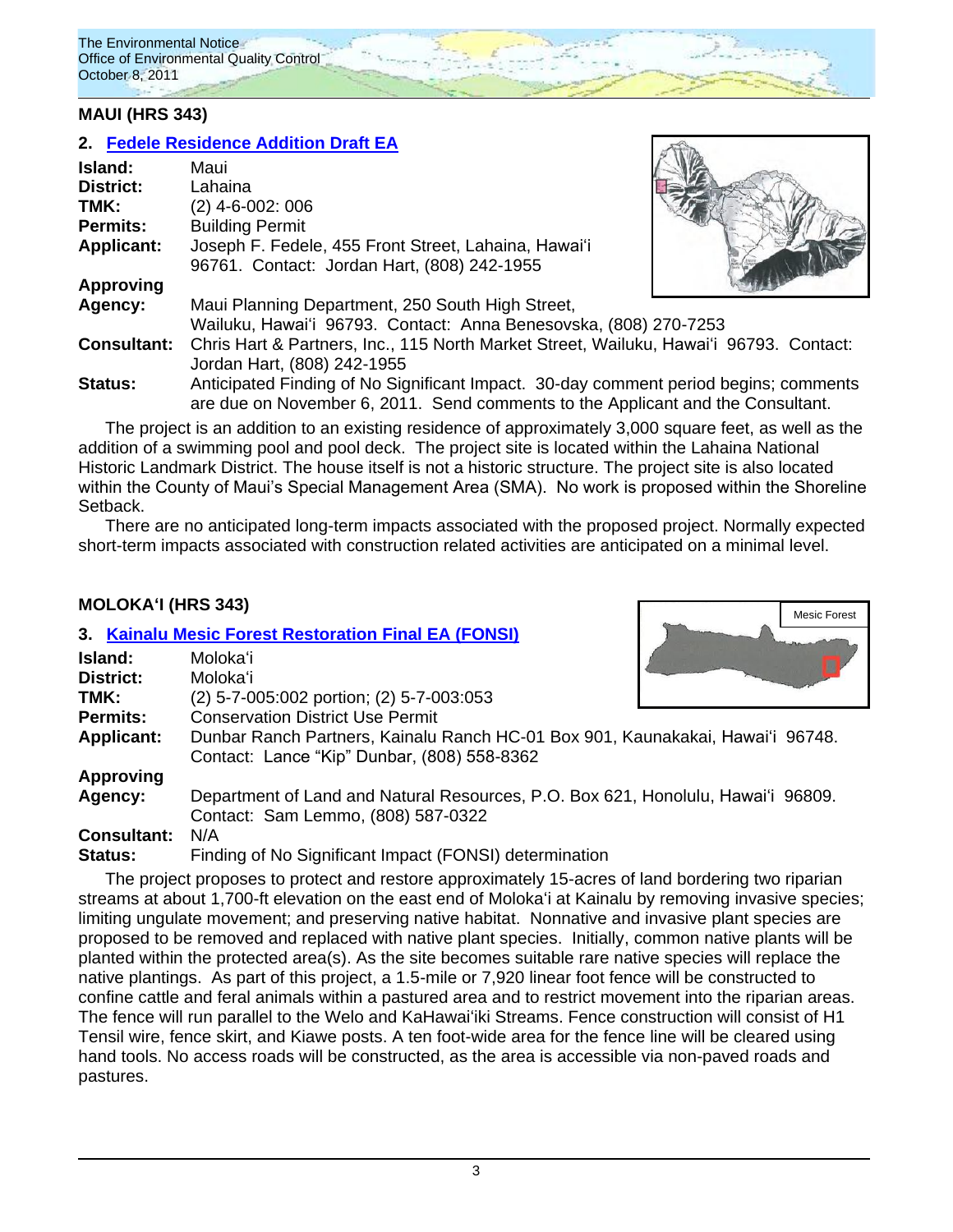## MAUI (HRS 343)

### 2. Fedele Residence Addition Draft EA

**Island:** Maui
**District:** Lahaina
**TMK:** (2) 4-6-002: 006
**Permits:** Building Permit
**Applicant:** Joseph F. Fedele, 455 Front Street, Lahaina, Hawaiʻi 96761. Contact: Jordan Hart, (808) 242-1955
**Approving Agency:** Maui Planning Department, 250 South High Street, Wailuku, Hawaiʻi 96793. Contact: Anna Benesovska, (808) 270-7253
**Consultant:** Chris Hart & Partners, Inc., 115 North Market Street, Wailuku, Hawaiʻi 96793. Contact: Jordan Hart, (808) 242-1955
**Status:** Anticipated Finding of No Significant Impact. 30-day comment period begins; comments are due on November 6, 2011. Send comments to the Applicant and the Consultant.

The project is an addition to an existing residence of approximately 3,000 square feet, as well as the addition of a swimming pool and pool deck. The project site is located within the Lahaina National Historic Landmark District. The house itself is not a historic structure. The project site is also located within the County of Maui's Special Management Area (SMA). No work is proposed within the Shoreline Setback.

There are no anticipated long-term impacts associated with the proposed project. Normally expected short-term impacts associated with construction related activities are anticipated on a minimal level.

## MOLOKAʻI (HRS 343)

### 3. Kainalu Mesic Forest Restoration Final EA (FONSI)

Mesic Forest

**Island:** Molokaʻi
**District:** Molokaʻi
**TMK:** (2) 5-7-005:002 portion; (2) 5-7-003:053
**Permits:** Conservation District Use Permit
**Applicant:** Dunbar Ranch Partners, Kainalu Ranch HC-01 Box 901, Kaunakakai, Hawaiʻi 96748. Contact: Lance "Kip" Dunbar, (808) 558-8362
**Approving Agency:** Department of Land and Natural Resources, P.O. Box 621, Honolulu, Hawaiʻi 96809. Contact: Sam Lemmo, (808) 587-0322
**Consultant:** N/A
**Status:** Finding of No Significant Impact (FONSI) determination

The project proposes to protect and restore approximately 15-acres of land bordering two riparian streams at about 1,700-ft elevation on the east end of Molokaʻi at Kainalu by removing invasive species; limiting ungulate movement; and preserving native habitat. Nonnative and invasive plant species are proposed to be removed and replaced with native plant species. Initially, common native plants will be planted within the protected area(s). As the site becomes suitable rare native species will replace the native plantings. As part of this project, a 1.5-mile or 7,920 linear foot fence will be constructed to confine cattle and feral animals within a pastured area and to restrict movement into the riparian areas. The fence will run parallel to the Welo and KaHawaiʻiki Streams. Fence construction will consist of H1 Tensil wire, fence skirt, and Kiawe posts. A ten foot-wide area for the fence line will be cleared using hand tools. No access roads will be constructed, as the area is accessible via non-paved roads and pastures.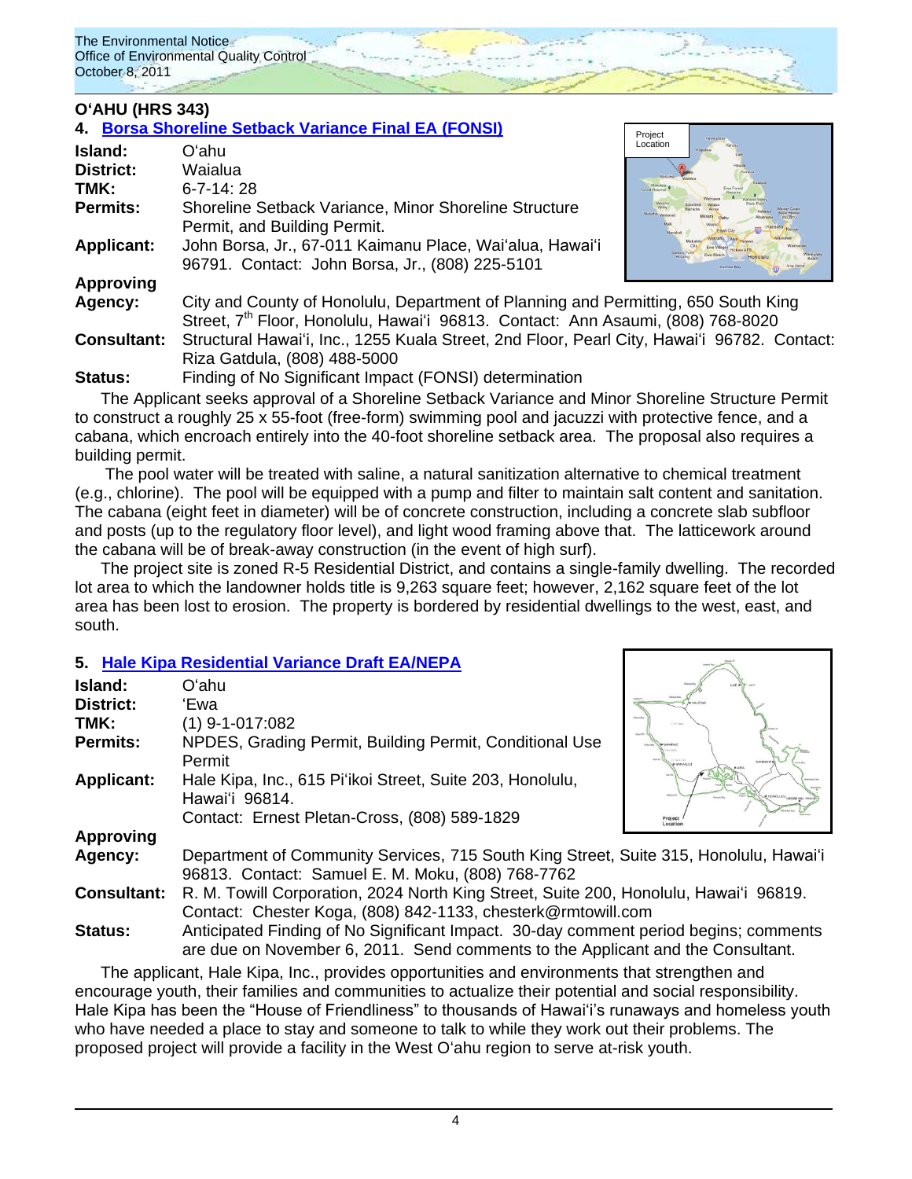## O'AHU (HRS 343)

### 4. Borsa Shoreline Setback Variance Final EA (FONSI)

**Island:** O'ahu
**District:** Waialua
**TMK:** 6-7-14: 28
**Permits:** Shoreline Setback Variance, Minor Shoreline Structure Permit, and Building Permit.
**Applicant:** John Borsa, Jr., 67-011 Kaimanu Place, Wai'alua, Hawai'i 96791. Contact: John Borsa, Jr., (808) 225-5101
**Approving Agency:** City and County of Honolulu, Department of Planning and Permitting, 650 South King Street, 7th Floor, Honolulu, Hawai'i 96813. Contact: Ann Asaumi, (808) 768-8020
**Consultant:** Structural Hawai'i, Inc., 1255 Kuala Street, 2nd Floor, Pearl City, Hawai'i 96782. Contact: Riza Gatdula, (808) 488-5000
**Status:** Finding of No Significant Impact (FONSI) determination

The Applicant seeks approval of a Shoreline Setback Variance and Minor Shoreline Structure Permit to construct a roughly 25 x 55-foot (free-form) swimming pool and jacuzzi with protective fence, and a cabana, which encroach entirely into the 40-foot shoreline setback area. The proposal also requires a building permit.

The pool water will be treated with saline, a natural sanitization alternative to chemical treatment (e.g., chlorine). The pool will be equipped with a pump and filter to maintain salt content and sanitation. The cabana (eight feet in diameter) will be of concrete construction, including a concrete slab subfloor and posts (up to the regulatory floor level), and light wood framing above that. The latticework around the cabana will be of break-away construction (in the event of high surf).

The project site is zoned R-5 Residential District, and contains a single-family dwelling. The recorded lot area to which the landowner holds title is 9,263 square feet; however, 2,162 square feet of the lot area has been lost to erosion. The property is bordered by residential dwellings to the west, east, and south.

### 5. Hale Kipa Residential Variance Draft EA/NEPA

**Island:** O'ahu
**District:** 'Ewa
**TMK:** (1) 9-1-017:082
**Permits:** NPDES, Grading Permit, Building Permit, Conditional Use Permit
**Applicant:** Hale Kipa, Inc., 615 Pi'ikoi Street, Suite 203, Honolulu, Hawai'i 96814.
Contact: Ernest Pletan-Cross, (808) 589-1829
**Approving Agency:** Department of Community Services, 715 South King Street, Suite 315, Honolulu, Hawai'i 96813. Contact: Samuel E. M. Moku, (808) 768-7762
**Consultant:** R. M. Towill Corporation, 2024 North King Street, Suite 200, Honolulu, Hawai'i 96819. Contact: Chester Koga, (808) 842-1133, chesterk@rmtowill.com
**Status:** Anticipated Finding of No Significant Impact. 30-day comment period begins; comments are due on November 6, 2011. Send comments to the Applicant and the Consultant.

The applicant, Hale Kipa, Inc., provides opportunities and environments that strengthen and encourage youth, their families and communities to actualize their potential and social responsibility. Hale Kipa has been the "House of Friendliness" to thousands of Hawai'i's runaways and homeless youth who have needed a place to stay and someone to talk to while they work out their problems. The proposed project will provide a facility in the West O'ahu region to serve at-risk youth.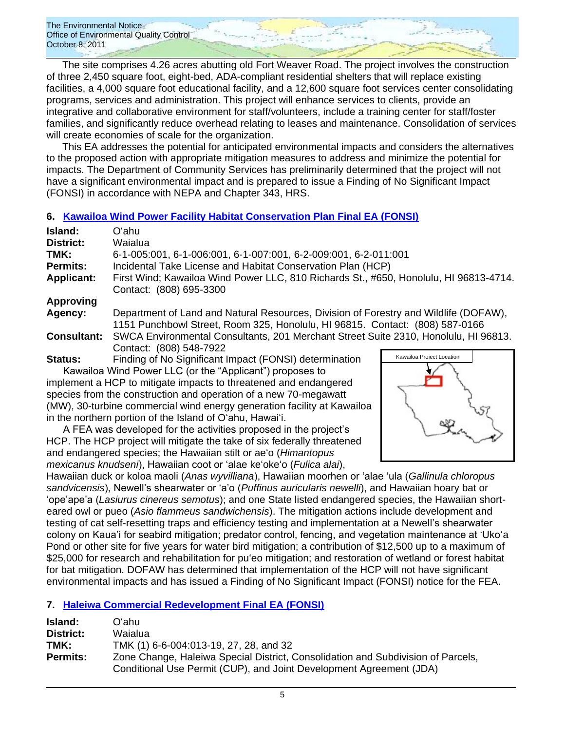The site comprises 4.26 acres abutting old Fort Weaver Road. The project involves the construction of three 2,450 square foot, eight-bed, ADA-compliant residential shelters that will replace existing facilities, a 4,000 square foot educational facility, and a 12,600 square foot services center consolidating programs, services and administration. This project will enhance services to clients, provide an integrative and collaborative environment for staff/volunteers, include a training center for staff/foster families, and significantly reduce overhead relating to leases and maintenance. Consolidation of services will create economies of scale for the organization.

This EA addresses the potential for anticipated environmental impacts and considers the alternatives to the proposed action with appropriate mitigation measures to address and minimize the potential for impacts. The Department of Community Services has preliminarily determined that the project will not have a significant environmental impact and is prepared to issue a Finding of No Significant Impact (FONSI) in accordance with NEPA and Chapter 343, HRS.

## 6. Kawailoa Wind Power Facility Habitat Conservation Plan Final EA (FONSI)

**Island:** Oʻahu
**District:** Waialua
**TMK:** 6-1-005:001, 6-1-006:001, 6-1-007:001, 6-2-009:001, 6-2-011:001
**Permits:** Incidental Take License and Habitat Conservation Plan (HCP)
**Applicant:** First Wind; Kawailoa Wind Power LLC, 810 Richards St., #650, Honolulu, HI 96813-4714. Contact: (808) 695-3300
**Approving Agency:** Department of Land and Natural Resources, Division of Forestry and Wildlife (DOFAW), 1151 Punchbowl Street, Room 325, Honolulu, HI 96815. Contact: (808) 587-0166
**Consultant:** SWCA Environmental Consultants, 201 Merchant Street Suite 2310, Honolulu, HI 96813. Contact: (808) 548-7922
**Status:** Finding of No Significant Impact (FONSI) determination

Kawailoa Project Location

Kawailoa Wind Power LLC (or the "Applicant") proposes to implement a HCP to mitigate impacts to threatened and endangered species from the construction and operation of a new 70-megawatt (MW), 30-turbine commercial wind energy generation facility at Kawailoa in the northern portion of the Island of Oʻahu, Hawaiʻi.

A FEA was developed for the activities proposed in the project's HCP. The HCP project will mitigate the take of six federally threatened and endangered species; the Hawaiian stilt or aeʻo (*Himantopus mexicanus knudseni*), Hawaiian coot or ʻalae keʻokeʻo (*Fulica alai*), Hawaiian duck or koloa maoli (*Anas wyvilliana*), Hawaiian moorhen or ʻalae ʻula (*Gallinula chloropus sandvicensis*), Newell's shearwater or ʻaʻo (*Puffinus auricularis newelli*), and Hawaiian hoary bat or ʻopeʻapeʻa (*Lasiurus cinereus semotus*); and one State listed endangered species, the Hawaiian short-eared owl or pueo (*Asio flammeus sandwichensis*). The mitigation actions include development and testing of cat self-resetting traps and efficiency testing and implementation at a Newell's shearwater colony on Kauaʻi for seabird mitigation; predator control, fencing, and vegetation maintenance at ʻUkoʻa Pond or other site for five years for water bird mitigation; a contribution of $12,500 up to a maximum of $25,000 for research and rehabilitation for puʻeo mitigation; and restoration of wetland or forest habitat for bat mitigation. DOFAW has determined that implementation of the HCP will not have significant environmental impacts and has issued a Finding of No Significant Impact (FONSI) notice for the FEA.

## 7. Haleiwa Commercial Redevelopment Final EA (FONSI)

**Island:** Oʻahu
**District:** Waialua
**TMK:** TMK (1) 6-6-004:013-19, 27, 28, and 32
**Permits:** Zone Change, Haleiwa Special District, Consolidation and Subdivision of Parcels, Conditional Use Permit (CUP), and Joint Development Agreement (JDA)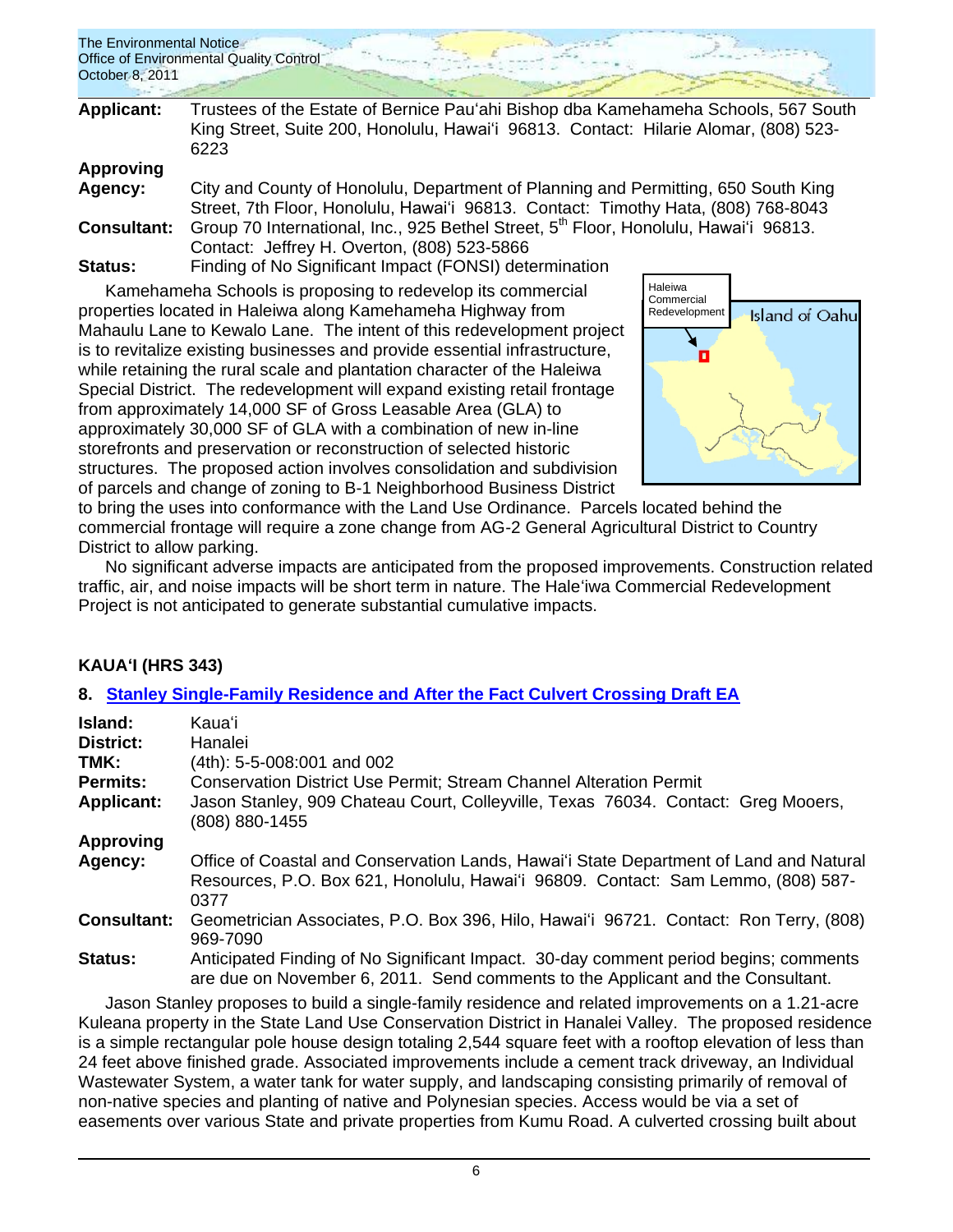**Applicant:** Trustees of the Estate of Bernice Pauʻahi Bishop dba Kamehameha Schools, 567 South King Street, Suite 200, Honolulu, Hawaiʻi 96813. Contact: Hilarie Alomar, (808) 523-6223

**Approving Agency:** City and County of Honolulu, Department of Planning and Permitting, 650 South King Street, 7th Floor, Honolulu, Hawaiʻi 96813. Contact: Timothy Hata, (808) 768-8043

**Consultant:** Group 70 International, Inc., 925 Bethel Street, 5th Floor, Honolulu, Hawaiʻi 96813. Contact: Jeffrey H. Overton, (808) 523-5866

**Status:** Finding of No Significant Impact (FONSI) determination

Kamehameha Schools is proposing to redevelop its commercial properties located in Haleiwa along Kamehameha Highway from Mahaulu Lane to Kewalo Lane. The intent of this redevelopment project is to revitalize existing businesses and provide essential infrastructure, while retaining the rural scale and plantation character of the Haleiwa Special District. The redevelopment will expand existing retail frontage from approximately 14,000 SF of Gross Leasable Area (GLA) to approximately 30,000 SF of GLA with a combination of new in-line storefronts and preservation or reconstruction of selected historic structures. The proposed action involves consolidation and subdivision of parcels and change of zoning to B-1 Neighborhood Business District to bring the uses into conformance with the Land Use Ordinance. Parcels located behind the commercial frontage will require a zone change from AG-2 General Agricultural District to Country District to allow parking.

No significant adverse impacts are anticipated from the proposed improvements. Construction related traffic, air, and noise impacts will be short term in nature. The Haleʻiwa Commercial Redevelopment Project is not anticipated to generate substantial cumulative impacts.

## KAUAʻI (HRS 343)

### 8. Stanley Single-Family Residence and After the Fact Culvert Crossing Draft EA

**Island:** Kauaʻi

**District:** Hanalei

**TMK:** (4th): 5-5-008:001 and 002

**Permits:** Conservation District Use Permit; Stream Channel Alteration Permit

**Applicant:** Jason Stanley, 909 Chateau Court, Colleyville, Texas 76034. Contact: Greg Mooers, (808) 880-1455

**Approving Agency:** Office of Coastal and Conservation Lands, Hawaiʻi State Department of Land and Natural Resources, P.O. Box 621, Honolulu, Hawaiʻi 96809. Contact: Sam Lemmo, (808) 587-0377

**Consultant:** Geometrician Associates, P.O. Box 396, Hilo, Hawaiʻi 96721. Contact: Ron Terry, (808) 969-7090

**Status:** Anticipated Finding of No Significant Impact. 30-day comment period begins; comments are due on November 6, 2011. Send comments to the Applicant and the Consultant.

Jason Stanley proposes to build a single-family residence and related improvements on a 1.21-acre Kuleana property in the State Land Use Conservation District in Hanalei Valley. The proposed residence is a simple rectangular pole house design totaling 2,544 square feet with a rooftop elevation of less than 24 feet above finished grade. Associated improvements include a cement track driveway, an Individual Wastewater System, a water tank for water supply, and landscaping consisting primarily of removal of non-native species and planting of native and Polynesian species. Access would be via a set of easements over various State and private properties from Kumu Road. A culverted crossing built about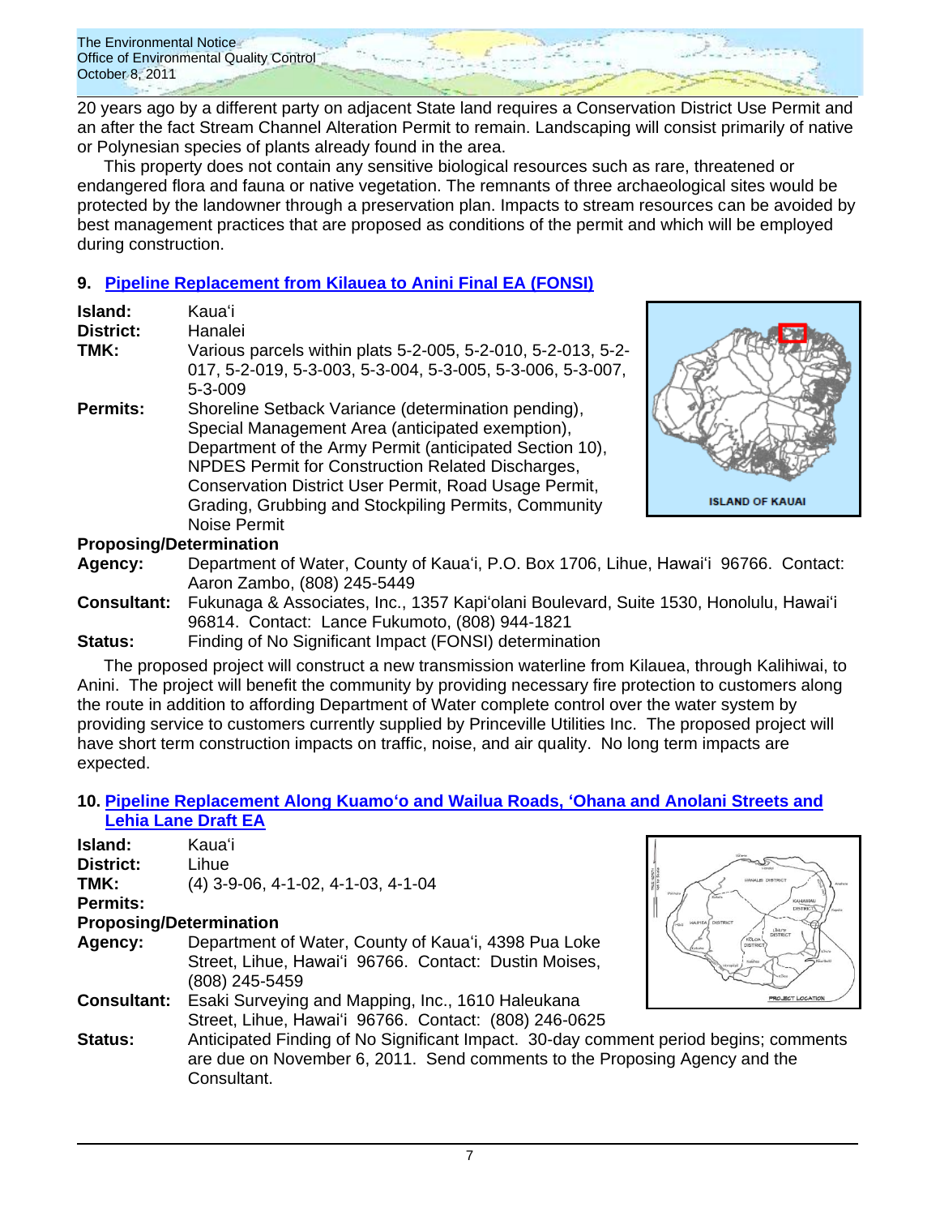20 years ago by a different party on adjacent State land requires a Conservation District Use Permit and an after the fact Stream Channel Alteration Permit to remain. Landscaping will consist primarily of native or Polynesian species of plants already found in the area.

This property does not contain any sensitive biological resources such as rare, threatened or endangered flora and fauna or native vegetation. The remnants of three archaeological sites would be protected by the landowner through a preservation plan. Impacts to stream resources can be avoided by best management practices that are proposed as conditions of the permit and which will be employed during construction.

## 9. Pipeline Replacement from Kilauea to Anini Final EA (FONSI)

**Island:** Kauaʻi
**District:** Hanalei
**TMK:** Various parcels within plats 5-2-005, 5-2-010, 5-2-013, 5-2-017, 5-2-019, 5-3-003, 5-3-004, 5-3-005, 5-3-006, 5-3-007, 5-3-009
**Permits:** Shoreline Setback Variance (determination pending), Special Management Area (anticipated exemption), Department of the Army Permit (anticipated Section 10), NPDES Permit for Construction Related Discharges, Conservation District User Permit, Road Usage Permit, Grading, Grubbing and Stockpiling Permits, Community Noise Permit

**Proposing/Determination**
**Agency:** Department of Water, County of Kauaʻi, P.O. Box 1706, Lihue, Hawaiʻi 96766. Contact: Aaron Zambo, (808) 245-5449
**Consultant:** Fukunaga & Associates, Inc., 1357 Kapiʻolani Boulevard, Suite 1530, Honolulu, Hawaiʻi 96814. Contact: Lance Fukumoto, (808) 944-1821
**Status:** Finding of No Significant Impact (FONSI) determination

The proposed project will construct a new transmission waterline from Kilauea, through Kalihiwai, to Anini. The project will benefit the community by providing necessary fire protection to customers along the route in addition to affording Department of Water complete control over the water system by providing service to customers currently supplied by Princeville Utilities Inc. The proposed project will have short term construction impacts on traffic, noise, and air quality. No long term impacts are expected.

## 10. Pipeline Replacement Along Kuamoʻo and Wailua Roads, ʻOhana and Anolani Streets and Lehia Lane Draft EA

**Island:** Kauaʻi
**District:** Lihue
**TMK:** (4) 3-9-06, 4-1-02, 4-1-03, 4-1-04
**Permits:**

**Proposing/Determination**
**Agency:** Department of Water, County of Kauaʻi, 4398 Pua Loke Street, Lihue, Hawaiʻi 96766. Contact: Dustin Moises, (808) 245-5459
**Consultant:** Esaki Surveying and Mapping, Inc., 1610 Haleukana Street, Lihue, Hawaiʻi 96766. Contact: (808) 246-0625
**Status:** Anticipated Finding of No Significant Impact. 30-day comment period begins; comments are due on November 6, 2011. Send comments to the Proposing Agency and the Consultant.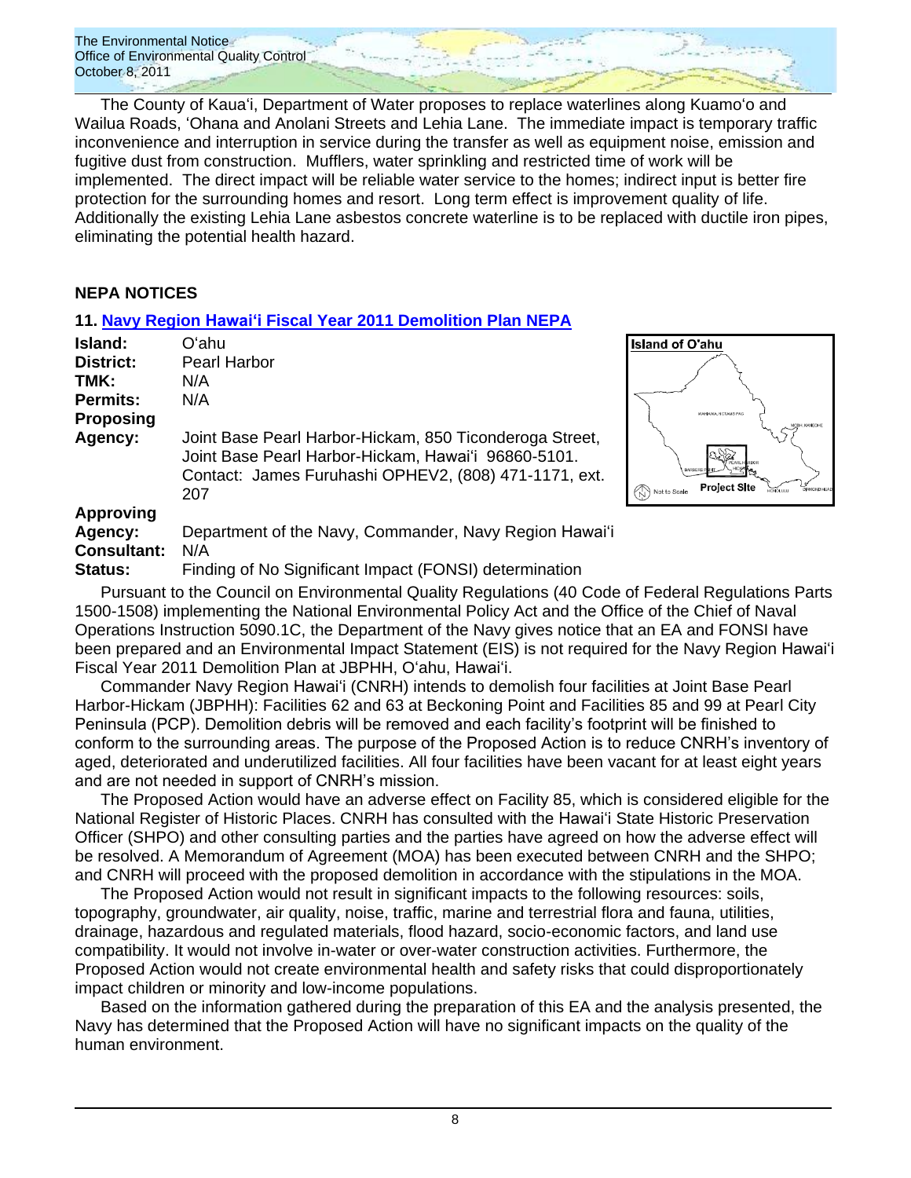The County of Kaua'i, Department of Water proposes to replace waterlines along Kuamo'o and Wailua Roads, 'Ohana and Anolani Streets and Lehia Lane. The immediate impact is temporary traffic inconvenience and interruption in service during the transfer as well as equipment noise, emission and fugitive dust from construction. Mufflers, water sprinkling and restricted time of work will be implemented. The direct impact will be reliable water service to the homes; indirect input is better fire protection for the surrounding homes and resort. Long term effect is improvement quality of life. Additionally the existing Lehia Lane asbestos concrete waterline is to be replaced with ductile iron pipes, eliminating the potential health hazard.

## NEPA NOTICES

### 11. Navy Region Hawai'i Fiscal Year 2011 Demolition Plan NEPA

**Island:** O'ahu
**District:** Pearl Harbor
**TMK:** N/A
**Permits:** N/A
**Proposing Agency:** Joint Base Pearl Harbor-Hickam, 850 Ticonderoga Street, Joint Base Pearl Harbor-Hickam, Hawai'i 96860-5101. Contact: James Furuhashi OPHEV2, (808) 471-1171, ext. 207
**Approving Agency:** Department of the Navy, Commander, Navy Region Hawai'i
**Consultant:** N/A
**Status:** Finding of No Significant Impact (FONSI) determination

Pursuant to the Council on Environmental Quality Regulations (40 Code of Federal Regulations Parts 1500-1508) implementing the National Environmental Policy Act and the Office of the Chief of Naval Operations Instruction 5090.1C, the Department of the Navy gives notice that an EA and FONSI have been prepared and an Environmental Impact Statement (EIS) is not required for the Navy Region Hawai'i Fiscal Year 2011 Demolition Plan at JBPHH, O'ahu, Hawai'i.

Commander Navy Region Hawai'i (CNRH) intends to demolish four facilities at Joint Base Pearl Harbor-Hickam (JBPHH): Facilities 62 and 63 at Beckoning Point and Facilities 85 and 99 at Pearl City Peninsula (PCP). Demolition debris will be removed and each facility's footprint will be finished to conform to the surrounding areas. The purpose of the Proposed Action is to reduce CNRH's inventory of aged, deteriorated and underutilized facilities. All four facilities have been vacant for at least eight years and are not needed in support of CNRH's mission.

The Proposed Action would have an adverse effect on Facility 85, which is considered eligible for the National Register of Historic Places. CNRH has consulted with the Hawai'i State Historic Preservation Officer (SHPO) and other consulting parties and the parties have agreed on how the adverse effect will be resolved. A Memorandum of Agreement (MOA) has been executed between CNRH and the SHPO; and CNRH will proceed with the proposed demolition in accordance with the stipulations in the MOA.

The Proposed Action would not result in significant impacts to the following resources: soils, topography, groundwater, air quality, noise, traffic, marine and terrestrial flora and fauna, utilities, drainage, hazardous and regulated materials, flood hazard, socio-economic factors, and land use compatibility. It would not involve in-water or over-water construction activities. Furthermore, the Proposed Action would not create environmental health and safety risks that could disproportionately impact children or minority and low-income populations.

Based on the information gathered during the preparation of this EA and the analysis presented, the Navy has determined that the Proposed Action will have no significant impacts on the quality of the human environment.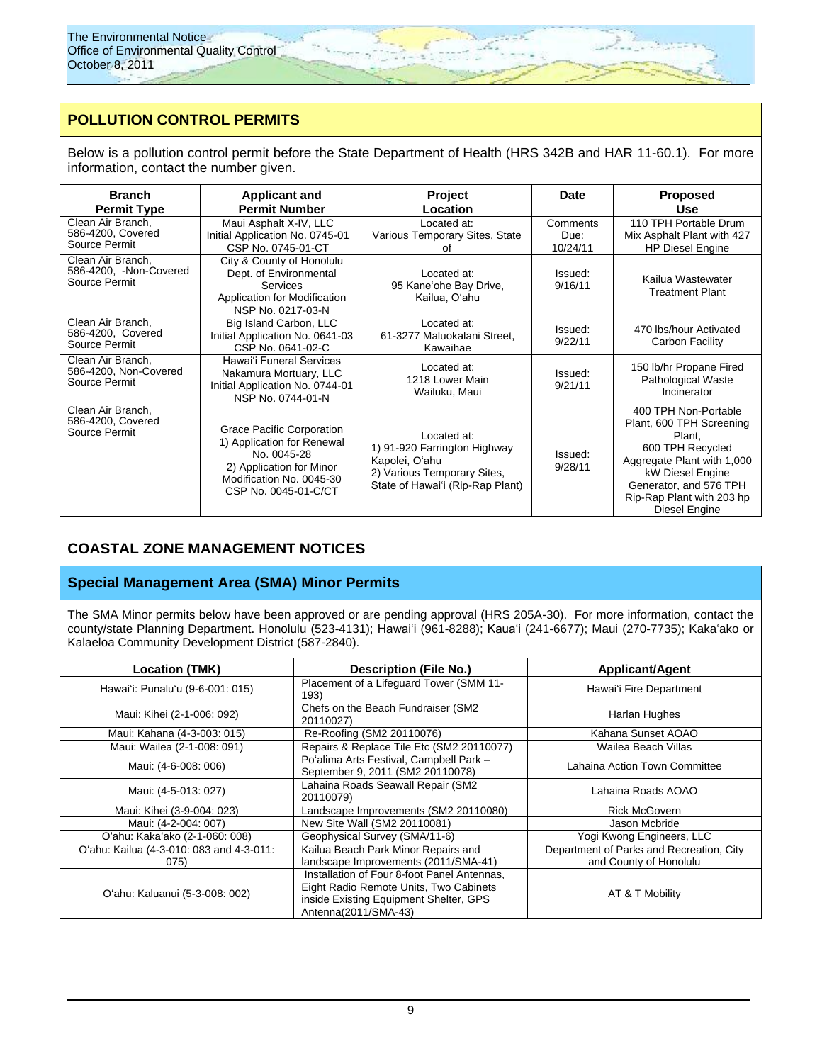## POLLUTION CONTROL PERMITS

Below is a pollution control permit before the State Department of Health (HRS 342B and HAR 11-60.1). For more information, contact the number given.

| Branch Permit Type | Applicant and Permit Number | Project Location | Date | Proposed Use |
|---|---|---|---|---|
| Clean Air Branch, 586-4200, Covered Source Permit | Maui Asphalt X-IV, LLC Initial Application No. 0745-01 CSP No. 0745-01-CT | Located at: Various Temporary Sites, State of | Comments Due: 10/24/11 | 110 TPH Portable Drum Mix Asphalt Plant with 427 HP Diesel Engine |
| Clean Air Branch, 586-4200, -Non-Covered Source Permit | City & County of Honolulu Dept. of Environmental Services Application for Modification NSP No. 0217-03-N | Located at: 95 Kane'ohe Bay Drive, Kailua, O'ahu | Issued: 9/16/11 | Kailua Wastewater Treatment Plant |
| Clean Air Branch, 586-4200, Covered Source Permit | Big Island Carbon, LLC Initial Application No. 0641-03 CSP No. 0641-02-C | Located at: 61-3277 Maluokalani Street, Kawaihae | Issued: 9/22/11 | 470 lbs/hour Activated Carbon Facility |
| Clean Air Branch, 586-4200, Non-Covered Source Permit | Hawai'i Funeral Services Nakamura Mortuary, LLC Initial Application No. 0744-01 NSP No. 0744-01-N | Located at: 1218 Lower Main Wailuku, Maui | Issued: 9/21/11 | 150 lb/hr Propane Fired Pathological Waste Incinerator |
| Clean Air Branch, 586-4200, Covered Source Permit | Grace Pacific Corporation 1) Application for Renewal No. 0045-28 2) Application for Minor Modification No. 0045-30 CSP No. 0045-01-C/CT | Located at: 1) 91-920 Farrington Highway Kapolei, O'ahu 2) Various Temporary Sites, State of Hawai'i (Rip-Rap Plant) | Issued: 9/28/11 | 400 TPH Non-Portable Plant, 600 TPH Screening Plant, 600 TPH Recycled Aggregate Plant with 1,000 kW Diesel Engine Generator, and 576 TPH Rip-Rap Plant with 203 hp Diesel Engine |

## COASTAL ZONE MANAGEMENT NOTICES

### Special Management Area (SMA) Minor Permits

The SMA Minor permits below have been approved or are pending approval (HRS 205A-30). For more information, contact the county/state Planning Department. Honolulu (523-4131); Hawai'i (961-8288); Kaua'i (241-6677); Maui (270-7735); Kaka'ako or Kalaeloa Community Development District (587-2840).

| Location (TMK) | Description (File No.) | Applicant/Agent |
|---|---|---|
| Hawai'i: Punalu'u (9-6-001: 015) | Placement of a Lifeguard Tower (SMM 11-193) | Hawai'i Fire Department |
| Maui: Kihei (2-1-006: 092) | Chefs on the Beach Fundraiser (SM2 20110027) | Harlan Hughes |
| Maui: Kahana (4-3-003: 015) | Re-Roofing (SM2 20110076) | Kahana Sunset AOAO |
| Maui: Wailea (2-1-008: 091) | Repairs & Replace Tile Etc (SM2 20110077) | Wailea Beach Villas |
| Maui: (4-6-008: 006) | Po'alima Arts Festival, Campbell Park – September 9, 2011 (SM2 20110078) | Lahaina Action Town Committee |
| Maui: (4-5-013: 027) | Lahaina Roads Seawall Repair (SM2 20110079) | Lahaina Roads AOAO |
| Maui: Kihei (3-9-004: 023) | Landscape Improvements (SM2 20110080) | Rick McGovern |
| Maui: (4-2-004: 007) | New Site Wall (SM2 20110081) | Jason Mcbride |
| O'ahu: Kaka'ako (2-1-060: 008) | Geophysical Survey (SMA/11-6) | Yogi Kwong Engineers, LLC |
| O'ahu: Kailua (4-3-010: 083 and 4-3-011: 075) | Kailua Beach Park Minor Repairs and landscape Improvements (2011/SMA-41) | Department of Parks and Recreation, City and County of Honolulu |
| O'ahu: Kaluanui (5-3-008: 002) | Installation of Four 8-foot Panel Antennas, Eight Radio Remote Units, Two Cabinets inside Existing Equipment Shelter, GPS Antenna(2011/SMA-43) | AT & T Mobility |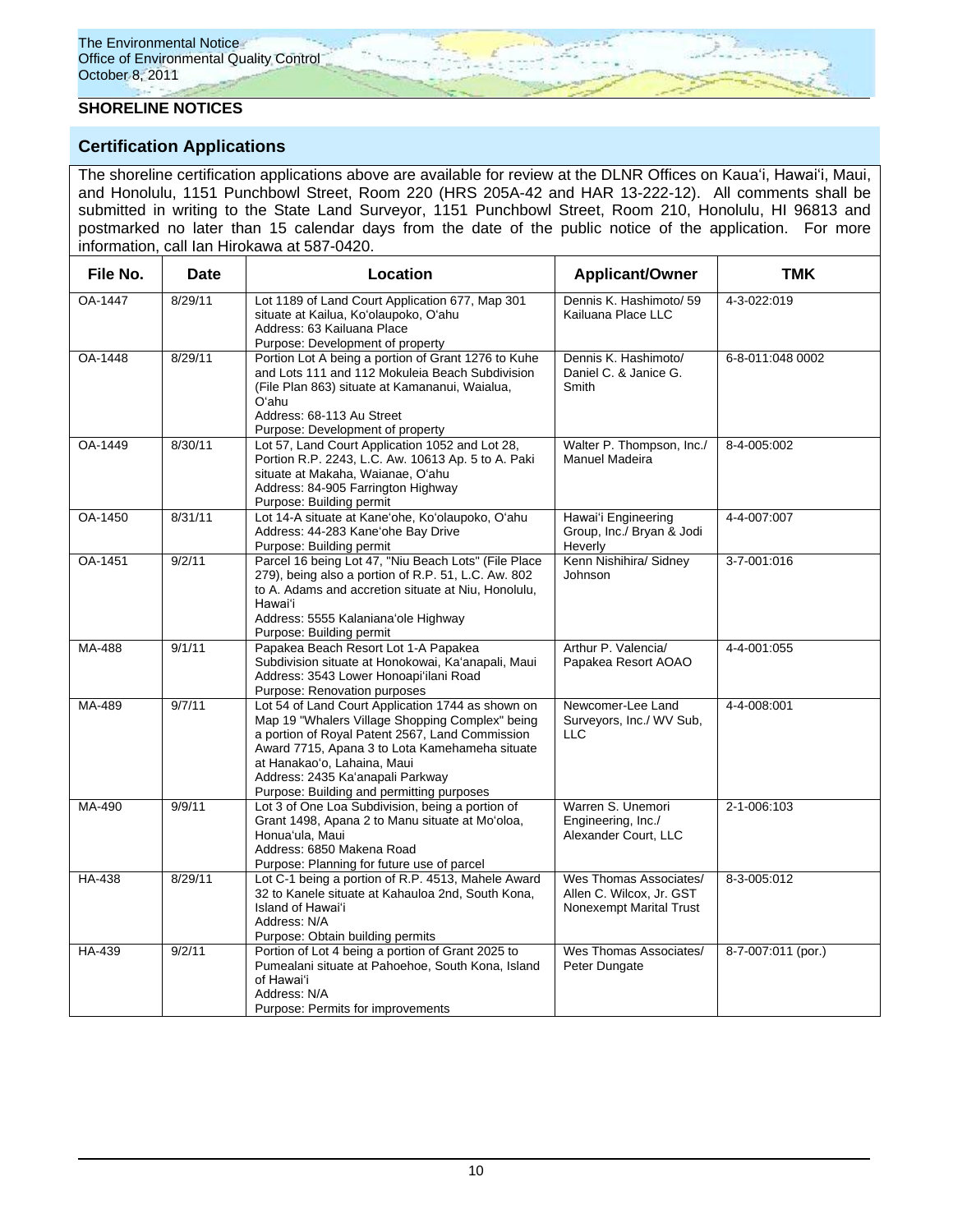## SHORELINE NOTICES

### Certification Applications

The shoreline certification applications above are available for review at the DLNR Offices on Kaua'i, Hawai'i, Maui, and Honolulu, 1151 Punchbowl Street, Room 220 (HRS 205A-42 and HAR 13-222-12). All comments shall be submitted in writing to the State Land Surveyor, 1151 Punchbowl Street, Room 210, Honolulu, HI 96813 and postmarked no later than 15 calendar days from the date of the public notice of the application. For more information, call Ian Hirokawa at 587-0420.

| File No. | Date | Location | Applicant/Owner | TMK |
|---|---|---|---|---|
| OA-1447 | 8/29/11 | Lot 1189 of Land Court Application 677, Map 301 situate at Kailua, Ko'olaupoko, O'ahu<br>Address: 63 Kailuana Place<br>Purpose: Development of property | Dennis K. Hashimoto/ 59 Kailuana Place LLC | 4-3-022:019 |
| OA-1448 | 8/29/11 | Portion Lot A being a portion of Grant 1276 to Kuhe and Lots 111 and 112 Mokuleia Beach Subdivision (File Plan 863) situate at Kamananui, Waialua, O'ahu<br>Address: 68-113 Au Street<br>Purpose: Development of property | Dennis K. Hashimoto/ Daniel C. & Janice G. Smith | 6-8-011:048 0002 |
| OA-1449 | 8/30/11 | Lot 57, Land Court Application 1052 and Lot 28, Portion R.P. 2243, L.C. Aw. 10613 Ap. 5 to A. Paki situate at Makaha, Waianae, O'ahu<br>Address: 84-905 Farrington Highway<br>Purpose: Building permit | Walter P. Thompson, Inc./ Manuel Madeira | 8-4-005:002 |
| OA-1450 | 8/31/11 | Lot 14-A situate at Kane'ohe, Ko'olaupoko, O'ahu<br>Address: 44-283 Kane'ohe Bay Drive<br>Purpose: Building permit | Hawai'i Engineering Group, Inc./ Bryan & Jodi Heverly | 4-4-007:007 |
| OA-1451 | 9/2/11 | Parcel 16 being Lot 47, "Niu Beach Lots" (File Place 279), being also a portion of R.P. 51, L.C. Aw. 802 to A. Adams and accretion situate at Niu, Honolulu, Hawai'i<br>Address: 5555 Kalaniana'ole Highway<br>Purpose: Building permit | Kenn Nishihira/ Sidney Johnson | 3-7-001:016 |
| MA-488 | 9/1/11 | Papakea Beach Resort Lot 1-A Papakea Subdivision situate at Honokowai, Ka'anapali, Maui<br>Address: 3543 Lower Honoapi'ilani Road<br>Purpose: Renovation purposes | Arthur P. Valencia/ Papakea Resort AOAO | 4-4-001:055 |
| MA-489 | 9/7/11 | Lot 54 of Land Court Application 1744 as shown on Map 19 "Whalers Village Shopping Complex" being a portion of Royal Patent 2567, Land Commission Award 7715, Apana 3 to Lota Kamehameha situate at Hanakao'o, Lahaina, Maui<br>Address: 2435 Ka'anapali Parkway<br>Purpose: Building and permitting purposes | Newcomer-Lee Land Surveyors, Inc./ WV Sub, LLC | 4-4-008:001 |
| MA-490 | 9/9/11 | Lot 3 of One Loa Subdivision, being a portion of Grant 1498, Apana 2 to Manu situate at Mo'oloa, Honua'ula, Maui<br>Address: 6850 Makena Road<br>Purpose: Planning for future use of parcel | Warren S. Unemori Engineering, Inc./ Alexander Court, LLC | 2-1-006:103 |
| HA-438 | 8/29/11 | Lot C-1 being a portion of R.P. 4513, Mahele Award 32 to Kanele situate at Kahauloa 2nd, South Kona, Island of Hawai'i<br>Address: N/A<br>Purpose: Obtain building permits | Wes Thomas Associates/ Allen C. Wilcox, Jr. GST Nonexempt Marital Trust | 8-3-005:012 |
| HA-439 | 9/2/11 | Portion of Lot 4 being a portion of Grant 2025 to Pumealani situate at Pahoehoe, South Kona, Island of Hawai'i<br>Address: N/A<br>Purpose: Permits for improvements | Wes Thomas Associates/ Peter Dungate | 8-7-007:011 (por.) |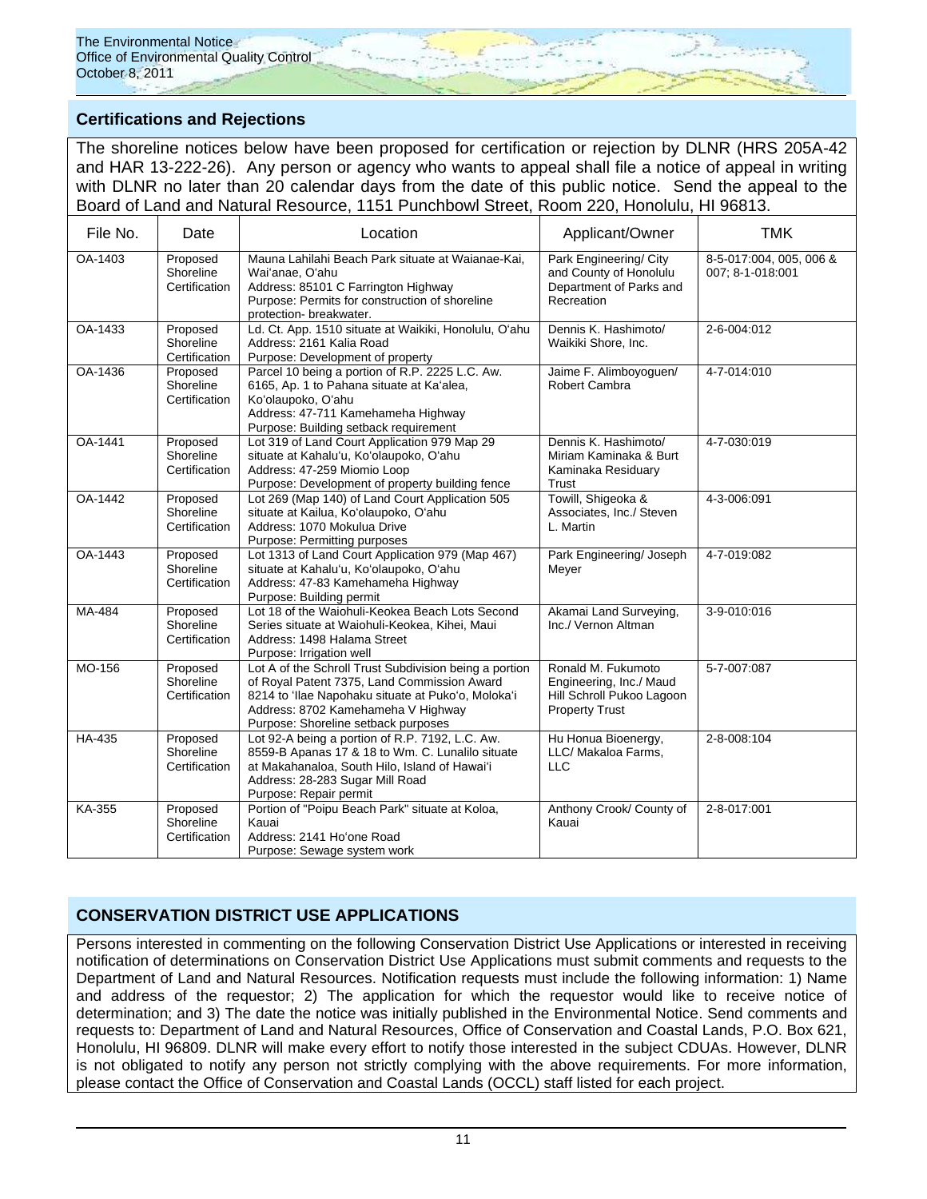## Certifications and Rejections

The shoreline notices below have been proposed for certification or rejection by DLNR (HRS 205A-42 and HAR 13-222-26). Any person or agency who wants to appeal shall file a notice of appeal in writing with DLNR no later than 20 calendar days from the date of this public notice. Send the appeal to the Board of Land and Natural Resource, 1151 Punchbowl Street, Room 220, Honolulu, HI 96813.

| File No. | Date | Location | Applicant/Owner | TMK |
|---|---|---|---|---|
| OA-1403 | Proposed Shoreline Certification | Mauna Lahilahi Beach Park situate at Waianae-Kai, Wai'anae, O'ahu<br>Address: 85101 C Farrington Highway<br>Purpose: Permits for construction of shoreline protection- breakwater. | Park Engineering/ City and County of Honolulu Department of Parks and Recreation | 8-5-017:004, 005, 006 & 007; 8-1-018:001 |
| OA-1433 | Proposed Shoreline Certification | Ld. Ct. App. 1510 situate at Waikiki, Honolulu, O'ahu<br>Address: 2161 Kalia Road<br>Purpose: Development of property | Dennis K. Hashimoto/ Waikiki Shore, Inc. | 2-6-004:012 |
| OA-1436 | Proposed Shoreline Certification | Parcel 10 being a portion of R.P. 2225 L.C. Aw. 6165, Ap. 1 to Pahana situate at Ka'alea, Ko'olaupoko, O'ahu<br>Address: 47-711 Kamehameha Highway<br>Purpose: Building setback requirement | Jaime F. Alimboyoguen/ Robert Cambra | 4-7-014:010 |
| OA-1441 | Proposed Shoreline Certification | Lot 319 of Land Court Application 979 Map 29 situate at Kahalu'u, Ko'olaupoko, O'ahu<br>Address: 47-259 Miomio Loop<br>Purpose: Development of property building fence | Dennis K. Hashimoto/ Miriam Kaminaka & Burt Kaminaka Residuary Trust | 4-7-030:019 |
| OA-1442 | Proposed Shoreline Certification | Lot 269 (Map 140) of Land Court Application 505 situate at Kailua, Ko'olaupoko, O'ahu<br>Address: 1070 Mokulua Drive<br>Purpose: Permitting purposes | Towill, Shigeoka & Associates, Inc./ Steven L. Martin | 4-3-006:091 |
| OA-1443 | Proposed Shoreline Certification | Lot 1313 of Land Court Application 979 (Map 467) situate at Kahalu'u, Ko'olaupoko, O'ahu<br>Address: 47-83 Kamehameha Highway<br>Purpose: Building permit | Park Engineering/ Joseph Meyer | 4-7-019:082 |
| MA-484 | Proposed Shoreline Certification | Lot 18 of the Waiohuli-Keokea Beach Lots Second Series situate at Waiohuli-Keokea, Kihei, Maui<br>Address: 1498 Halama Street<br>Purpose: Irrigation well | Akamai Land Surveying, Inc./ Vernon Altman | 3-9-010:016 |
| MO-156 | Proposed Shoreline Certification | Lot A of the Schroll Trust Subdivision being a portion of Royal Patent 7375, Land Commission Award 8214 to 'Ilae Napohaku situate at Puko'o, Moloka'i<br>Address: 8702 Kamehameha V Highway<br>Purpose: Shoreline setback purposes | Ronald M. Fukumoto Engineering, Inc./ Maud Hill Schroll Pukoo Lagoon Property Trust | 5-7-007:087 |
| HA-435 | Proposed Shoreline Certification | Lot 92-A being a portion of R.P. 7192, L.C. Aw. 8559-B Apanas 17 & 18 to Wm. C. Lunalilo situate at Makahanaloa, South Hilo, Island of Hawai'i<br>Address: 28-283 Sugar Mill Road<br>Purpose: Repair permit | Hu Honua Bioenergy, LLC/ Makaloa Farms, LLC | 2-8-008:104 |
| KA-355 | Proposed Shoreline Certification | Portion of "Poipu Beach Park" situate at Koloa, Kauai<br>Address: 2141 Ho'one Road<br>Purpose: Sewage system work | Anthony Crook/ County of Kauai | 2-8-017:001 |

## CONSERVATION DISTRICT USE APPLICATIONS

Persons interested in commenting on the following Conservation District Use Applications or interested in receiving notification of determinations on Conservation District Use Applications must submit comments and requests to the Department of Land and Natural Resources. Notification requests must include the following information: 1) Name and address of the requestor; 2) The application for which the requestor would like to receive notice of determination; and 3) The date the notice was initially published in the Environmental Notice. Send comments and requests to: Department of Land and Natural Resources, Office of Conservation and Coastal Lands, P.O. Box 621, Honolulu, HI 96809. DLNR will make every effort to notify those interested in the subject CDUAs. However, DLNR is not obligated to notify any person not strictly complying with the above requirements. For more information, please contact the Office of Conservation and Coastal Lands (OCCL) staff listed for each project.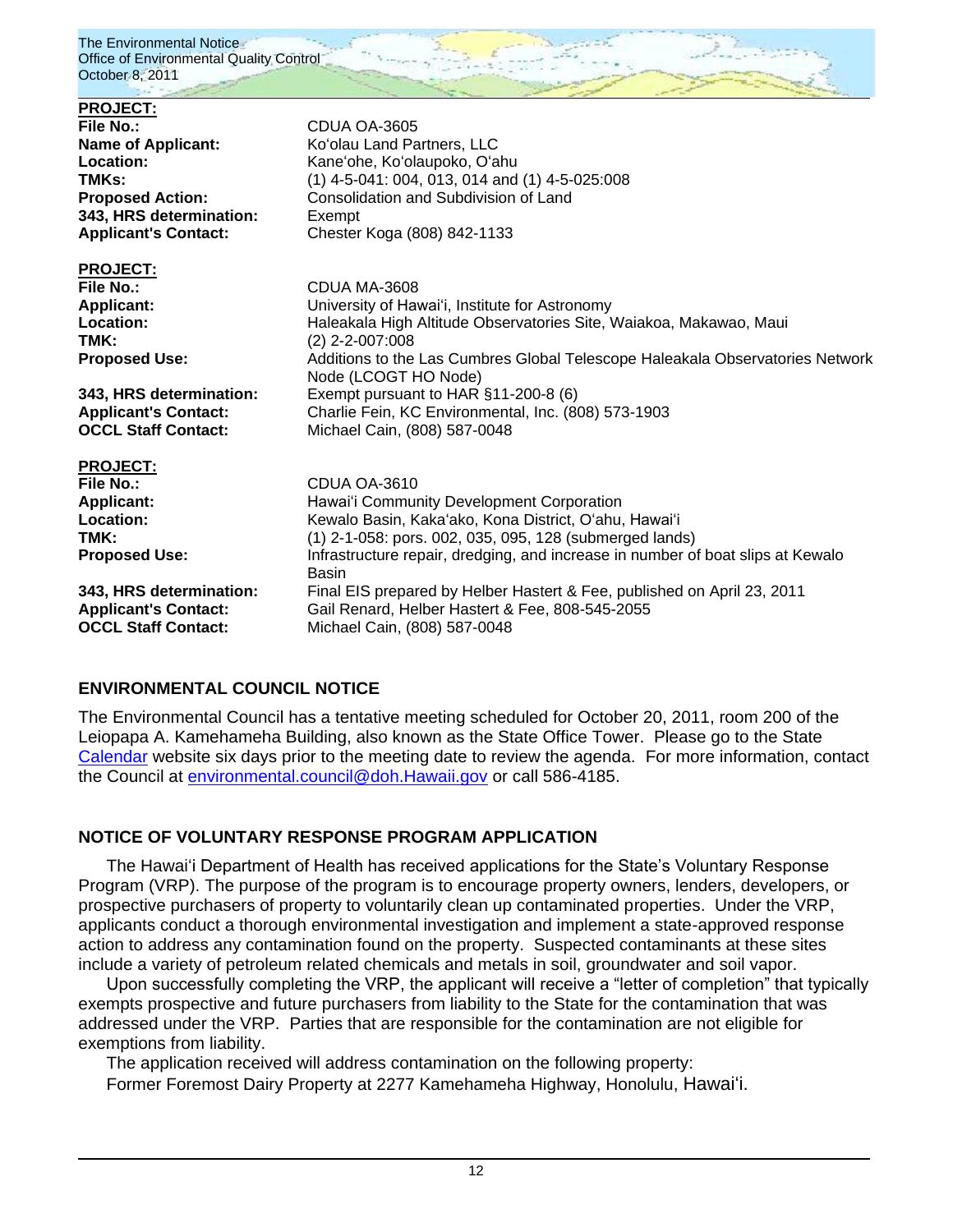**PROJECT:**

**File No.:** CDUA OA-3605
**Name of Applicant:** Koʻolau Land Partners, LLC
**Location:** Kaneʻohe, Koʻolaupoko, Oʻahu
**TMKs:** (1) 4-5-041: 004, 013, 014 and (1) 4-5-025:008
**Proposed Action:** Consolidation and Subdivision of Land
**343, HRS determination:** Exempt
**Applicant's Contact:** Chester Koga (808) 842-1133

**PROJECT:**

**File No.:** CDUA MA-3608
**Applicant:** University of Hawaiʻi, Institute for Astronomy
**Location:** Haleakala High Altitude Observatories Site, Waiakoa, Makawao, Maui
**TMK:** (2) 2-2-007:008
**Proposed Use:** Additions to the Las Cumbres Global Telescope Haleakala Observatories Network Node (LCOGT HO Node)
**343, HRS determination:** Exempt pursuant to HAR §11-200-8 (6)
**Applicant's Contact:** Charlie Fein, KC Environmental, Inc. (808) 573-1903
**OCCL Staff Contact:** Michael Cain, (808) 587-0048

**PROJECT:**

**File No.:** CDUA OA-3610
**Applicant:** Hawaiʻi Community Development Corporation
**Location:** Kewalo Basin, Kakaʻako, Kona District, Oʻahu, Hawaiʻi
**TMK:** (1) 2-1-058: pors. 002, 035, 095, 128 (submerged lands)
**Proposed Use:** Infrastructure repair, dredging, and increase in number of boat slips at Kewalo Basin
**343, HRS determination:** Final EIS prepared by Helber Hastert & Fee, published on April 23, 2011
**Applicant's Contact:** Gail Renard, Helber Hastert & Fee, 808-545-2055
**OCCL Staff Contact:** Michael Cain, (808) 587-0048

## ENVIRONMENTAL COUNCIL NOTICE

The Environmental Council has a tentative meeting scheduled for October 20, 2011, room 200 of the Leiopapa A. Kamehameha Building, also known as the State Office Tower. Please go to the State Calendar website six days prior to the meeting date to review the agenda. For more information, contact the Council at environmental.council@doh.Hawaii.gov or call 586-4185.

## NOTICE OF VOLUNTARY RESPONSE PROGRAM APPLICATION

The Hawaiʻi Department of Health has received applications for the State's Voluntary Response Program (VRP). The purpose of the program is to encourage property owners, lenders, developers, or prospective purchasers of property to voluntarily clean up contaminated properties. Under the VRP, applicants conduct a thorough environmental investigation and implement a state-approved response action to address any contamination found on the property. Suspected contaminants at these sites include a variety of petroleum related chemicals and metals in soil, groundwater and soil vapor.

Upon successfully completing the VRP, the applicant will receive a "letter of completion" that typically exempts prospective and future purchasers from liability to the State for the contamination that was addressed under the VRP. Parties that are responsible for the contamination are not eligible for exemptions from liability.

The application received will address contamination on the following property:

Former Foremost Dairy Property at 2277 Kamehameha Highway, Honolulu, Hawaiʻi.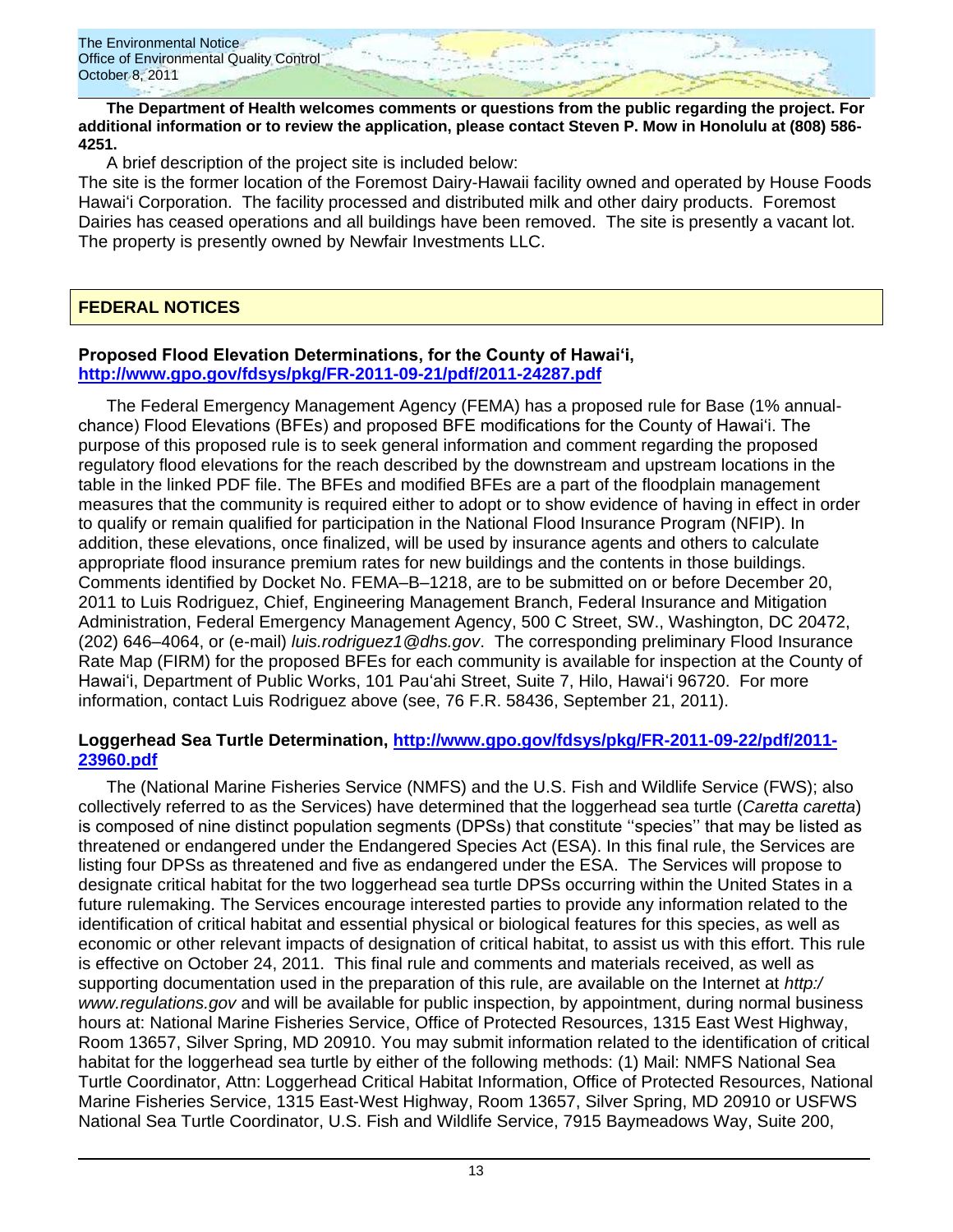**The Department of Health welcomes comments or questions from the public regarding the project. For additional information or to review the application, please contact Steven P. Mow in Honolulu at (808) 586-4251.**

A brief description of the project site is included below:

The site is the former location of the Foremost Dairy-Hawaii facility owned and operated by House Foods Hawaiʻi Corporation. The facility processed and distributed milk and other dairy products. Foremost Dairies has ceased operations and all buildings have been removed. The site is presently a vacant lot. The property is presently owned by Newfair Investments LLC.

## FEDERAL NOTICES

### Proposed Flood Elevation Determinations, for the County of Hawaiʻi, http://www.gpo.gov/fdsys/pkg/FR-2011-09-21/pdf/2011-24287.pdf

The Federal Emergency Management Agency (FEMA) has a proposed rule for Base (1% annual-chance) Flood Elevations (BFEs) and proposed BFE modifications for the County of Hawaiʻi. The purpose of this proposed rule is to seek general information and comment regarding the proposed regulatory flood elevations for the reach described by the downstream and upstream locations in the table in the linked PDF file. The BFEs and modified BFEs are a part of the floodplain management measures that the community is required either to adopt or to show evidence of having in effect in order to qualify or remain qualified for participation in the National Flood Insurance Program (NFIP). In addition, these elevations, once finalized, will be used by insurance agents and others to calculate appropriate flood insurance premium rates for new buildings and the contents in those buildings. Comments identified by Docket No. FEMA–B–1218, are to be submitted on or before December 20, 2011 to Luis Rodriguez, Chief, Engineering Management Branch, Federal Insurance and Mitigation Administration, Federal Emergency Management Agency, 500 C Street, SW., Washington, DC 20472, (202) 646–4064, or (e-mail) *luis.rodriguez1@dhs.gov*. The corresponding preliminary Flood Insurance Rate Map (FIRM) for the proposed BFEs for each community is available for inspection at the County of Hawaiʻi, Department of Public Works, 101 Pauʻahi Street, Suite 7, Hilo, Hawaiʻi 96720. For more information, contact Luis Rodriguez above (see, 76 F.R. 58436, September 21, 2011).

### Loggerhead Sea Turtle Determination, http://www.gpo.gov/fdsys/pkg/FR-2011-09-22/pdf/2011-23960.pdf

The (National Marine Fisheries Service (NMFS) and the U.S. Fish and Wildlife Service (FWS); also collectively referred to as the Services) have determined that the loggerhead sea turtle (*Caretta caretta*) is composed of nine distinct population segments (DPSs) that constitute ''species'' that may be listed as threatened or endangered under the Endangered Species Act (ESA). In this final rule, the Services are listing four DPSs as threatened and five as endangered under the ESA. The Services will propose to designate critical habitat for the two loggerhead sea turtle DPSs occurring within the United States in a future rulemaking. The Services encourage interested parties to provide any information related to the identification of critical habitat and essential physical or biological features for this species, as well as economic or other relevant impacts of designation of critical habitat, to assist us with this effort. This rule is effective on October 24, 2011. This final rule and comments and materials received, as well as supporting documentation used in the preparation of this rule, are available on the Internet at *http:/ www.regulations.gov* and will be available for public inspection, by appointment, during normal business hours at: National Marine Fisheries Service, Office of Protected Resources, 1315 East West Highway, Room 13657, Silver Spring, MD 20910. You may submit information related to the identification of critical habitat for the loggerhead sea turtle by either of the following methods: (1) Mail: NMFS National Sea Turtle Coordinator, Attn: Loggerhead Critical Habitat Information, Office of Protected Resources, National Marine Fisheries Service, 1315 East-West Highway, Room 13657, Silver Spring, MD 20910 or USFWS National Sea Turtle Coordinator, U.S. Fish and Wildlife Service, 7915 Baymeadows Way, Suite 200,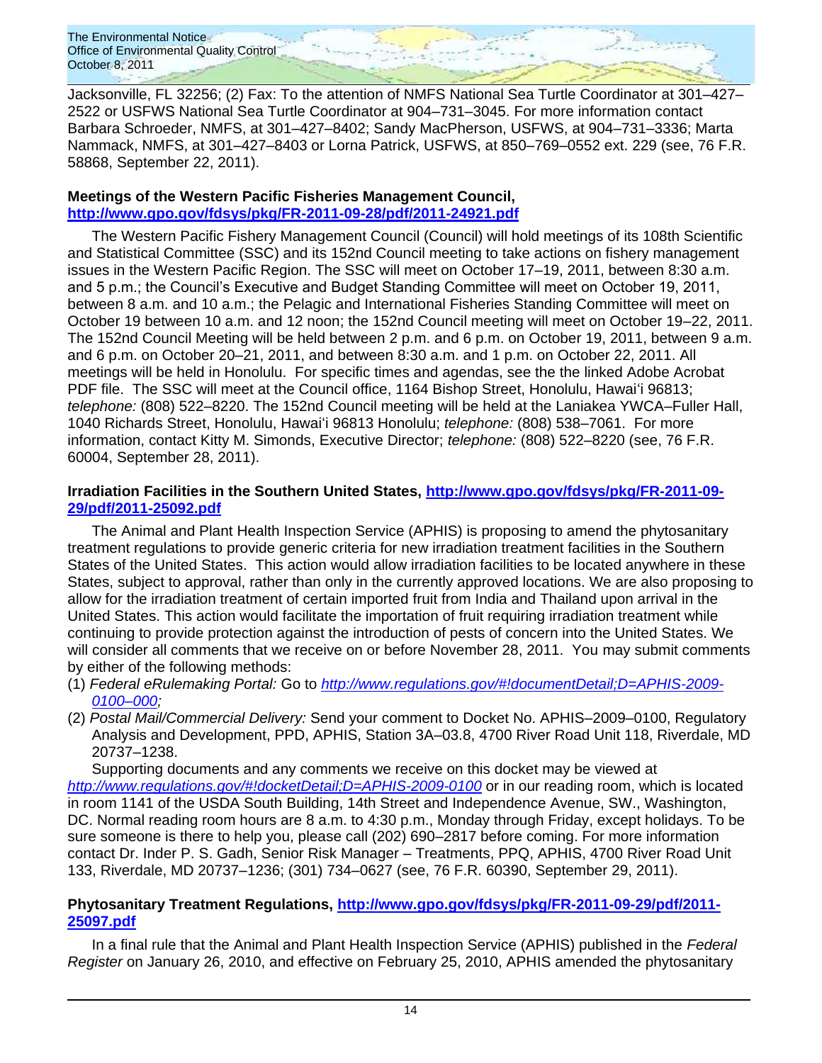Jacksonville, FL 32256; (2) Fax: To the attention of NMFS National Sea Turtle Coordinator at 301–427–2522 or USFWS National Sea Turtle Coordinator at 904–731–3045. For more information contact Barbara Schroeder, NMFS, at 301–427–8402; Sandy MacPherson, USFWS, at 904–731–3336; Marta Nammack, NMFS, at 301–427–8403 or Lorna Patrick, USFWS, at 850–769–0552 ext. 229 (see, 76 F.R. 58868, September 22, 2011).

**Meetings of the Western Pacific Fisheries Management Council, http://www.gpo.gov/fdsys/pkg/FR-2011-09-28/pdf/2011-24921.pdf**

The Western Pacific Fishery Management Council (Council) will hold meetings of its 108th Scientific and Statistical Committee (SSC) and its 152nd Council meeting to take actions on fishery management issues in the Western Pacific Region. The SSC will meet on October 17–19, 2011, between 8:30 a.m. and 5 p.m.; the Council's Executive and Budget Standing Committee will meet on October 19, 2011, between 8 a.m. and 10 a.m.; the Pelagic and International Fisheries Standing Committee will meet on October 19 between 10 a.m. and 12 noon; the 152nd Council meeting will meet on October 19–22, 2011. The 152nd Council Meeting will be held between 2 p.m. and 6 p.m. on October 19, 2011, between 9 a.m. and 6 p.m. on October 20–21, 2011, and between 8:30 a.m. and 1 p.m. on October 22, 2011. All meetings will be held in Honolulu. For specific times and agendas, see the the linked Adobe Acrobat PDF file. The SSC will meet at the Council office, 1164 Bishop Street, Honolulu, Hawai'i 96813; *telephone:* (808) 522–8220. The 152nd Council meeting will be held at the Laniakea YWCA–Fuller Hall, 1040 Richards Street, Honolulu, Hawai'i 96813 Honolulu; *telephone:* (808) 538–7061. For more information, contact Kitty M. Simonds, Executive Director; *telephone:* (808) 522–8220 (see, 76 F.R. 60004, September 28, 2011).

**Irradiation Facilities in the Southern United States, http://www.gpo.gov/fdsys/pkg/FR-2011-09-29/pdf/2011-25092.pdf**

The Animal and Plant Health Inspection Service (APHIS) is proposing to amend the phytosanitary treatment regulations to provide generic criteria for new irradiation treatment facilities in the Southern States of the United States. This action would allow irradiation facilities to be located anywhere in these States, subject to approval, rather than only in the currently approved locations. We are also proposing to allow for the irradiation treatment of certain imported fruit from India and Thailand upon arrival in the United States. This action would facilitate the importation of fruit requiring irradiation treatment while continuing to provide protection against the introduction of pests of concern into the United States. We will consider all comments that we receive on or before November 28, 2011. You may submit comments by either of the following methods:

(1) *Federal eRulemaking Portal:* Go to *http://www.regulations.gov/#!documentDetail;D=APHIS-2009-0100–000;*
(2) *Postal Mail/Commercial Delivery:* Send your comment to Docket No. APHIS–2009–0100, Regulatory Analysis and Development, PPD, APHIS, Station 3A–03.8, 4700 River Road Unit 118, Riverdale, MD 20737–1238.

Supporting documents and any comments we receive on this docket may be viewed at *http://www.regulations.gov/#!docketDetail;D=APHIS-2009-0100* or in our reading room, which is located in room 1141 of the USDA South Building, 14th Street and Independence Avenue, SW., Washington, DC. Normal reading room hours are 8 a.m. to 4:30 p.m., Monday through Friday, except holidays. To be sure someone is there to help you, please call (202) 690–2817 before coming. For more information contact Dr. Inder P. S. Gadh, Senior Risk Manager – Treatments, PPQ, APHIS, 4700 River Road Unit 133, Riverdale, MD 20737–1236; (301) 734–0627 (see, 76 F.R. 60390, September 29, 2011).

**Phytosanitary Treatment Regulations, http://www.gpo.gov/fdsys/pkg/FR-2011-09-29/pdf/2011-25097.pdf**

In a final rule that the Animal and Plant Health Inspection Service (APHIS) published in the *Federal Register* on January 26, 2010, and effective on February 25, 2010, APHIS amended the phytosanitary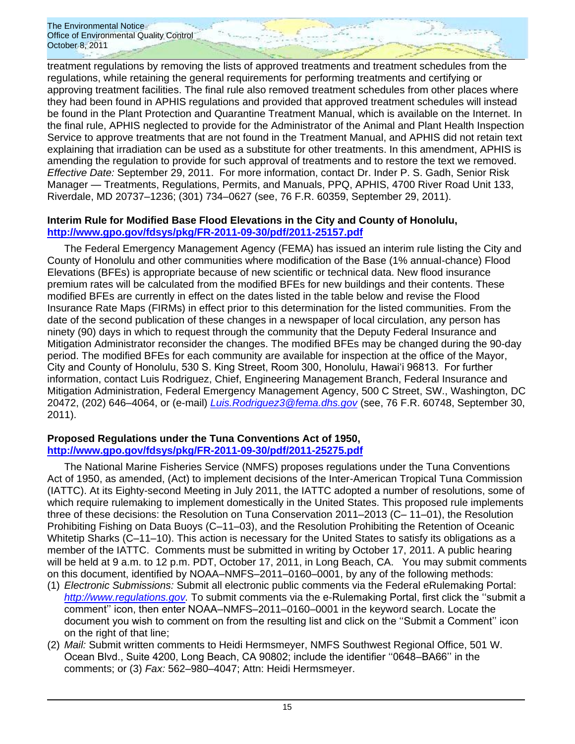treatment regulations by removing the lists of approved treatments and treatment schedules from the regulations, while retaining the general requirements for performing treatments and certifying or approving treatment facilities. The final rule also removed treatment schedules from other places where they had been found in APHIS regulations and provided that approved treatment schedules will instead be found in the Plant Protection and Quarantine Treatment Manual, which is available on the Internet. In the final rule, APHIS neglected to provide for the Administrator of the Animal and Plant Health Inspection Service to approve treatments that are not found in the Treatment Manual, and APHIS did not retain text explaining that irradiation can be used as a substitute for other treatments. In this amendment, APHIS is amending the regulation to provide for such approval of treatments and to restore the text we removed. *Effective Date:* September 29, 2011. For more information, contact Dr. Inder P. S. Gadh, Senior Risk Manager — Treatments, Regulations, Permits, and Manuals, PPQ, APHIS, 4700 River Road Unit 133, Riverdale, MD 20737–1236; (301) 734–0627 (see, 76 F.R. 60359, September 29, 2011).

**Interim Rule for Modified Base Flood Elevations in the City and County of Honolulu, http://www.gpo.gov/fdsys/pkg/FR-2011-09-30/pdf/2011-25157.pdf**

The Federal Emergency Management Agency (FEMA) has issued an interim rule listing the City and County of Honolulu and other communities where modification of the Base (1% annual-chance) Flood Elevations (BFEs) is appropriate because of new scientific or technical data. New flood insurance premium rates will be calculated from the modified BFEs for new buildings and their contents. These modified BFEs are currently in effect on the dates listed in the table below and revise the Flood Insurance Rate Maps (FIRMs) in effect prior to this determination for the listed communities. From the date of the second publication of these changes in a newspaper of local circulation, any person has ninety (90) days in which to request through the community that the Deputy Federal Insurance and Mitigation Administrator reconsider the changes. The modified BFEs may be changed during the 90-day period. The modified BFEs for each community are available for inspection at the office of the Mayor, City and County of Honolulu, 530 S. King Street, Room 300, Honolulu, Hawai'i 96813. For further information, contact Luis Rodriguez, Chief, Engineering Management Branch, Federal Insurance and Mitigation Administration, Federal Emergency Management Agency, 500 C Street, SW., Washington, DC 20472, (202) 646–4064, or (e-mail) *Luis.Rodriguez3@fema.dhs.gov* (see, 76 F.R. 60748, September 30, 2011).

**Proposed Regulations under the Tuna Conventions Act of 1950, http://www.gpo.gov/fdsys/pkg/FR-2011-09-30/pdf/2011-25275.pdf**

The National Marine Fisheries Service (NMFS) proposes regulations under the Tuna Conventions Act of 1950, as amended, (Act) to implement decisions of the Inter-American Tropical Tuna Commission (IATTC). At its Eighty-second Meeting in July 2011, the IATTC adopted a number of resolutions, some of which require rulemaking to implement domestically in the United States. This proposed rule implements three of these decisions: the Resolution on Tuna Conservation 2011–2013 (C– 11–01), the Resolution Prohibiting Fishing on Data Buoys (C–11–03), and the Resolution Prohibiting the Retention of Oceanic Whitetip Sharks (C–11–10). This action is necessary for the United States to satisfy its obligations as a member of the IATTC. Comments must be submitted in writing by October 17, 2011. A public hearing will be held at 9 a.m. to 12 p.m. PDT, October 17, 2011, in Long Beach, CA. You may submit comments on this document, identified by NOAA–NMFS–2011–0160–0001, by any of the following methods:

(1) *Electronic Submissions:* Submit all electronic public comments via the Federal eRulemaking Portal: *http://www.regulations.gov.* To submit comments via the e-Rulemaking Portal, first click the ''submit a comment'' icon, then enter NOAA–NMFS–2011–0160–0001 in the keyword search. Locate the document you wish to comment on from the resulting list and click on the ''Submit a Comment'' icon on the right of that line;
(2) *Mail:* Submit written comments to Heidi Hermsmeyer, NMFS Southwest Regional Office, 501 W. Ocean Blvd., Suite 4200, Long Beach, CA 90802; include the identifier ''0648–BA66'' in the comments; or (3) *Fax:* 562–980–4047; Attn: Heidi Hermsmeyer.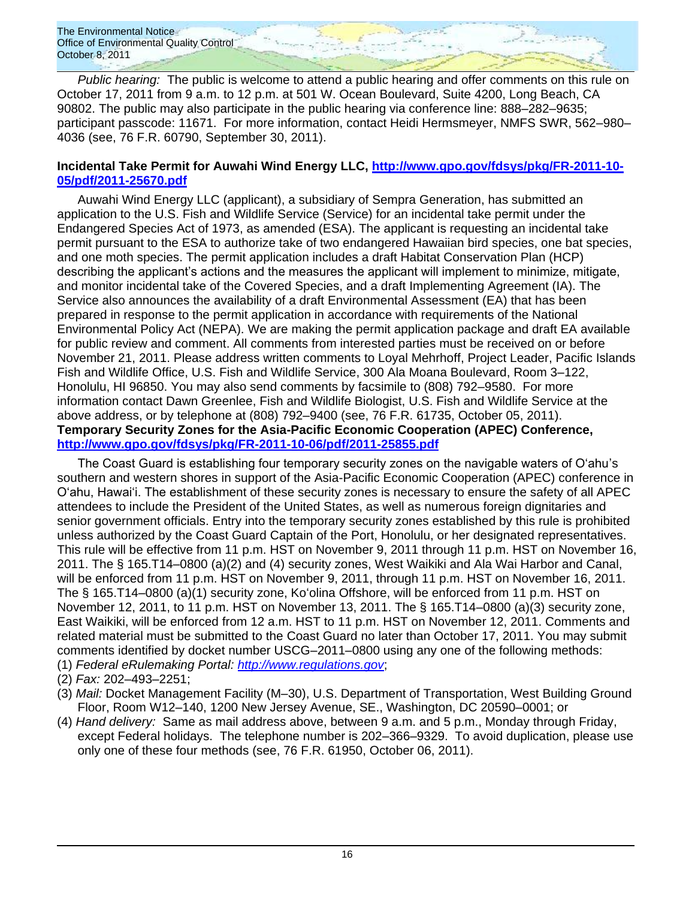*Public hearing:* The public is welcome to attend a public hearing and offer comments on this rule on October 17, 2011 from 9 a.m. to 12 p.m. at 501 W. Ocean Boulevard, Suite 4200, Long Beach, CA 90802. The public may also participate in the public hearing via conference line: 888–282–9635; participant passcode: 11671. For more information, contact Heidi Hermsmeyer, NMFS SWR, 562–980–4036 (see, 76 F.R. 60790, September 30, 2011).

**Incidental Take Permit for Auwahi Wind Energy LLC, [http://www.gpo.gov/fdsys/pkg/FR-2011-10-05/pdf/2011-25670.pdf](http://www.gpo.gov/fdsys/pkg/FR-2011-10-05/pdf/2011-25670.pdf)**

Auwahi Wind Energy LLC (applicant), a subsidiary of Sempra Generation, has submitted an application to the U.S. Fish and Wildlife Service (Service) for an incidental take permit under the Endangered Species Act of 1973, as amended (ESA). The applicant is requesting an incidental take permit pursuant to the ESA to authorize take of two endangered Hawaiian bird species, one bat species, and one moth species. The permit application includes a draft Habitat Conservation Plan (HCP) describing the applicant's actions and the measures the applicant will implement to minimize, mitigate, and monitor incidental take of the Covered Species, and a draft Implementing Agreement (IA). The Service also announces the availability of a draft Environmental Assessment (EA) that has been prepared in response to the permit application in accordance with requirements of the National Environmental Policy Act (NEPA). We are making the permit application package and draft EA available for public review and comment. All comments from interested parties must be received on or before November 21, 2011. Please address written comments to Loyal Mehrhoff, Project Leader, Pacific Islands Fish and Wildlife Office, U.S. Fish and Wildlife Service, 300 Ala Moana Boulevard, Room 3–122, Honolulu, HI 96850. You may also send comments by facsimile to (808) 792–9580. For more information contact Dawn Greenlee, Fish and Wildlife Biologist, U.S. Fish and Wildlife Service at the above address, or by telephone at (808) 792–9400 (see, 76 F.R. 61735, October 05, 2011).

**Temporary Security Zones for the Asia-Pacific Economic Cooperation (APEC) Conference, [http://www.gpo.gov/fdsys/pkg/FR-2011-10-06/pdf/2011-25855.pdf](http://www.gpo.gov/fdsys/pkg/FR-2011-10-06/pdf/2011-25855.pdf)**

The Coast Guard is establishing four temporary security zones on the navigable waters of O'ahu's southern and western shores in support of the Asia-Pacific Economic Cooperation (APEC) conference in O'ahu, Hawai'i. The establishment of these security zones is necessary to ensure the safety of all APEC attendees to include the President of the United States, as well as numerous foreign dignitaries and senior government officials. Entry into the temporary security zones established by this rule is prohibited unless authorized by the Coast Guard Captain of the Port, Honolulu, or her designated representatives. This rule will be effective from 11 p.m. HST on November 9, 2011 through 11 p.m. HST on November 16, 2011. The § 165.T14–0800 (a)(2) and (4) security zones, West Waikiki and Ala Wai Harbor and Canal, will be enforced from 11 p.m. HST on November 9, 2011, through 11 p.m. HST on November 16, 2011. The § 165.T14–0800 (a)(1) security zone, Ko'olina Offshore, will be enforced from 11 p.m. HST on November 12, 2011, to 11 p.m. HST on November 13, 2011. The § 165.T14–0800 (a)(3) security zone, East Waikiki, will be enforced from 12 a.m. HST to 11 p.m. HST on November 12, 2011. Comments and related material must be submitted to the Coast Guard no later than October 17, 2011. You may submit comments identified by docket number USCG–2011–0800 using any one of the following methods:

(1) *Federal eRulemaking Portal:* [http://www.regulations.gov](http://www.regulations.gov);
(2) *Fax:* 202–493–2251;
(3) *Mail:* Docket Management Facility (M–30), U.S. Department of Transportation, West Building Ground Floor, Room W12–140, 1200 New Jersey Avenue, SE., Washington, DC 20590–0001; or
(4) *Hand delivery:* Same as mail address above, between 9 a.m. and 5 p.m., Monday through Friday, except Federal holidays. The telephone number is 202–366–9329. To avoid duplication, please use only one of these four methods (see, 76 F.R. 61950, October 06, 2011).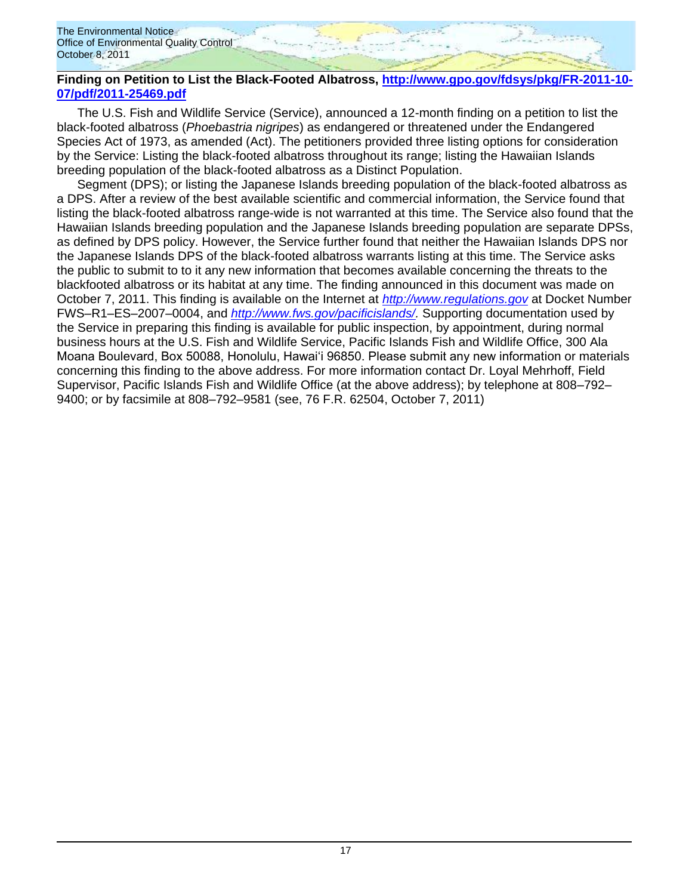**Finding on Petition to List the Black-Footed Albatross, http://www.gpo.gov/fdsys/pkg/FR-2011-10-07/pdf/2011-25469.pdf**

The U.S. Fish and Wildlife Service (Service), announced a 12-month finding on a petition to list the black-footed albatross (*Phoebastria nigripes*) as endangered or threatened under the Endangered Species Act of 1973, as amended (Act). The petitioners provided three listing options for consideration by the Service: Listing the black-footed albatross throughout its range; listing the Hawaiian Islands breeding population of the black-footed albatross as a Distinct Population.

Segment (DPS); or listing the Japanese Islands breeding population of the black-footed albatross as a DPS. After a review of the best available scientific and commercial information, the Service found that listing the black-footed albatross range-wide is not warranted at this time. The Service also found that the Hawaiian Islands breeding population and the Japanese Islands breeding population are separate DPSs, as defined by DPS policy. However, the Service further found that neither the Hawaiian Islands DPS nor the Japanese Islands DPS of the black-footed albatross warrants listing at this time. The Service asks the public to submit to to it any new information that becomes available concerning the threats to the blackfooted albatross or its habitat at any time. The finding announced in this document was made on October 7, 2011. This finding is available on the Internet at *http://www.regulations.gov* at Docket Number FWS–R1–ES–2007–0004, and *http://www.fws.gov/pacificislands/.* Supporting documentation used by the Service in preparing this finding is available for public inspection, by appointment, during normal business hours at the U.S. Fish and Wildlife Service, Pacific Islands Fish and Wildlife Office, 300 Ala Moana Boulevard, Box 50088, Honolulu, Hawai'i 96850. Please submit any new information or materials concerning this finding to the above address. For more information contact Dr. Loyal Mehrhoff, Field Supervisor, Pacific Islands Fish and Wildlife Office (at the above address); by telephone at 808–792–9400; or by facsimile at 808–792–9581 (see, 76 F.R. 62504, October 7, 2011)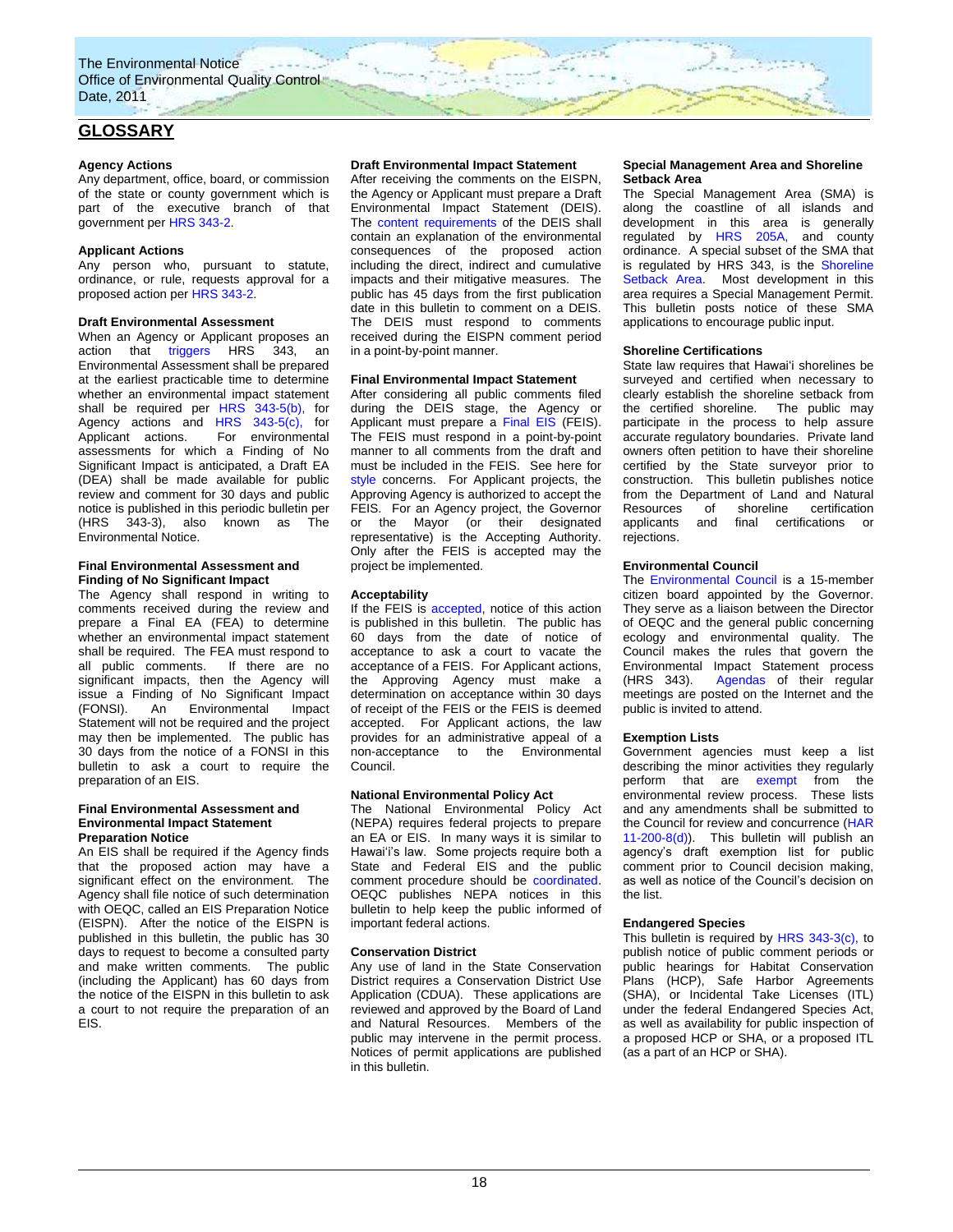## GLOSSARY

### Agency Actions

Any department, office, board, or commission of the state or county government which is part of the executive branch of that government per HRS 343-2.

### Applicant Actions

Any person who, pursuant to statute, ordinance, or rule, requests approval for a proposed action per HRS 343-2.

### Draft Environmental Assessment

When an Agency or Applicant proposes an action that triggers HRS 343, an Environmental Assessment shall be prepared at the earliest practicable time to determine whether an environmental impact statement shall be required per HRS 343-5(b), for Agency actions and HRS 343-5(c), for Applicant actions. For environmental assessments for which a Finding of No Significant Impact is anticipated, a Draft EA (DEA) shall be made available for public review and comment for 30 days and public notice is published in this periodic bulletin per (HRS 343-3), also known as The Environmental Notice.

### Final Environmental Assessment and Finding of No Significant Impact

The Agency shall respond in writing to comments received during the review and prepare a Final EA (FEA) to determine whether an environmental impact statement shall be required. The FEA must respond to all public comments. If there are no significant impacts, then the Agency will issue a Finding of No Significant Impact (FONSI). An Environmental Impact Statement will not be required and the project may then be implemented. The public has 30 days from the notice of a FONSI in this bulletin to ask a court to require the preparation of an EIS.

### Final Environmental Assessment and Environmental Impact Statement Preparation Notice

An EIS shall be required if the Agency finds that the proposed action may have a significant effect on the environment. The Agency shall file notice of such determination with OEQC, called an EIS Preparation Notice (EISPN). After the notice of the EISPN is published in this bulletin, the public has 30 days to request to become a consulted party and make written comments. The public (including the Applicant) has 60 days from the notice of the EISPN in this bulletin to ask a court to not require the preparation of an EIS.

### Draft Environmental Impact Statement

After receiving the comments on the EISPN, the Agency or Applicant must prepare a Draft Environmental Impact Statement (DEIS). The content requirements of the DEIS shall contain an explanation of the environmental consequences of the proposed action including the direct, indirect and cumulative impacts and their mitigative measures. The public has 45 days from the first publication date in this bulletin to comment on a DEIS. The DEIS must respond to comments received during the EISPN comment period in a point-by-point manner.

### Final Environmental Impact Statement

After considering all public comments filed during the DEIS stage, the Agency or Applicant must prepare a Final EIS (FEIS). The FEIS must respond in a point-by-point manner to all comments from the draft and must be included in the FEIS. See here for style concerns. For Applicant projects, the Approving Agency is authorized to accept the FEIS. For an Agency project, the Governor or the Mayor (or their designated representative) is the Accepting Authority. Only after the FEIS is accepted may the project be implemented.

### Acceptability

If the FEIS is accepted, notice of this action is published in this bulletin. The public has 60 days from the date of notice of acceptance to ask a court to vacate the acceptance of a FEIS. For Applicant actions, the Approving Agency must make a determination on acceptance within 30 days of receipt of the FEIS or the FEIS is deemed accepted. For Applicant actions, the law provides for an administrative appeal of a non-acceptance to the Environmental Council.

### National Environmental Policy Act

The National Environmental Policy Act (NEPA) requires federal projects to prepare an EA or EIS. In many ways it is similar to Hawai'i's law. Some projects require both a State and Federal EIS and the public comment procedure should be coordinated. OEQC publishes NEPA notices in this bulletin to help keep the public informed of important federal actions.

### Conservation District

Any use of land in the State Conservation District requires a Conservation District Use Application (CDUA). These applications are reviewed and approved by the Board of Land and Natural Resources. Members of the public may intervene in the permit process. Notices of permit applications are published in this bulletin.

### Special Management Area and Shoreline Setback Area

The Special Management Area (SMA) is along the coastline of all islands and development in this area is generally regulated by HRS 205A, and county ordinance. A special subset of the SMA that is regulated by HRS 343, is the Shoreline Setback Area. Most development in this area requires a Special Management Permit. This bulletin posts notice of these SMA applications to encourage public input.

### Shoreline Certifications

State law requires that Hawai'i shorelines be surveyed and certified when necessary to clearly establish the shoreline setback from the certified shoreline. The public may participate in the process to help assure accurate regulatory boundaries. Private land owners often petition to have their shoreline certified by the State surveyor prior to construction. This bulletin publishes notice from the Department of Land and Natural Resources of shoreline certification applicants and final certifications or rejections.

### Environmental Council

The Environmental Council is a 15-member citizen board appointed by the Governor. They serve as a liaison between the Director of OEQC and the general public concerning ecology and environmental quality. The Council makes the rules that govern the Environmental Impact Statement process (HRS 343). Agendas of their regular meetings are posted on the Internet and the public is invited to attend.

### Exemption Lists

Government agencies must keep a list describing the minor activities they regularly perform that are exempt from the environmental review process. These lists and any amendments shall be submitted to the Council for review and concurrence (HAR 11-200-8(d)). This bulletin will publish an agency's draft exemption list for public comment prior to Council decision making, as well as notice of the Council's decision on the list.

### Endangered Species

This bulletin is required by HRS 343-3(c), to publish notice of public comment periods or public hearings for Habitat Conservation Plans (HCP), Safe Harbor Agreements (SHA), or Incidental Take Licenses (ITL) under the federal Endangered Species Act, as well as availability for public inspection of a proposed HCP or SHA, or a proposed ITL (as a part of an HCP or SHA).